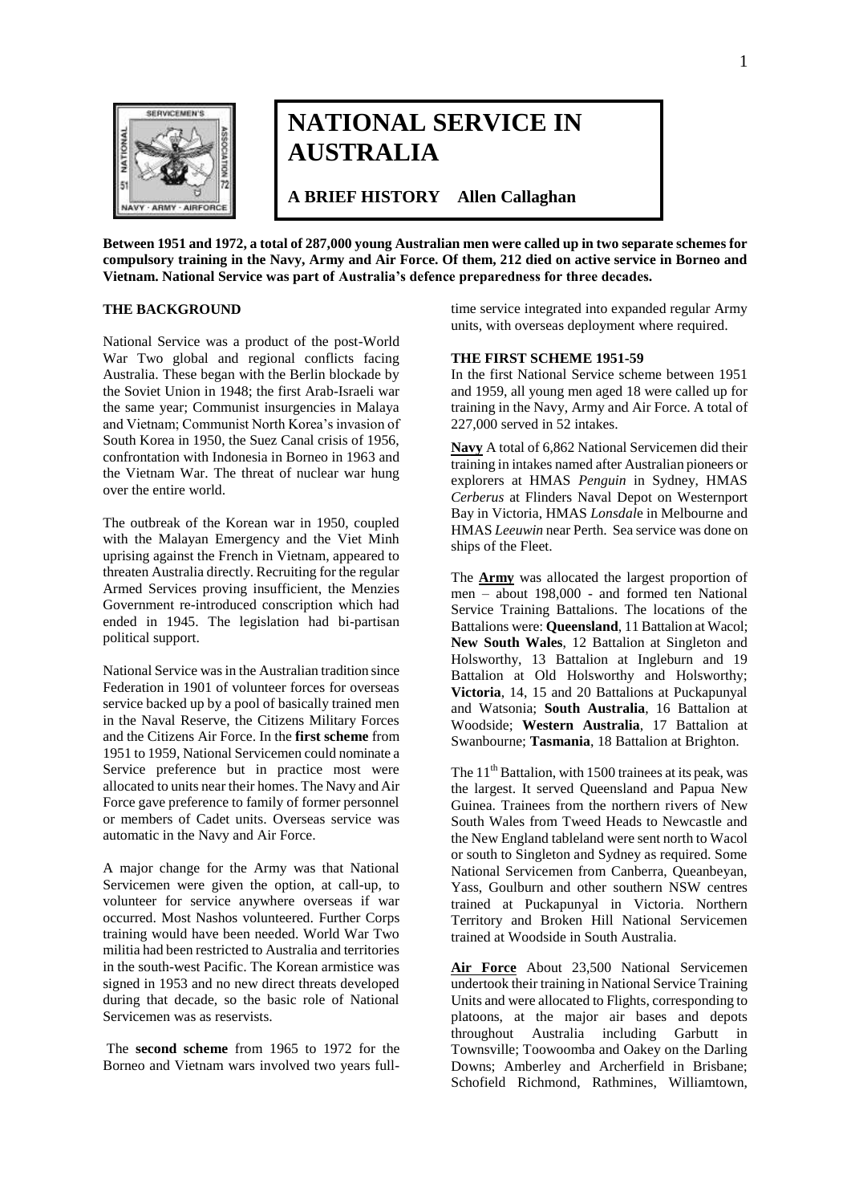# NATIONAL SERVICE IN AUSTRALIA

**A BRIEF HISTORY Allen Callaghan**

**Between 1951 and 1972, a total of 287,000 young Australian men were called up in two separate schemes for compulsory training in the Navy, Army and Air Force. Of them, 212 died on active service in Borneo and Vietnam. National Service was part of Australia's defence preparedness for three decades.**

## THE BACKGROUND

National Service was a product of the post-World War Two global and regional conflicts facing Australia. These began with the Berlin blockade by the Soviet Union in 1948; the first Arab-Israeli war the same year; Communist insurgencies in Malaya and Vietnam; Communist North Korea's invasion of South Korea in 1950, the Suez Canal crisis of 1956, confrontation with Indonesia in Borneo in 1963 and the Vietnam War. The threat of nuclear war hung over the entire world.

The outbreak of the Korean war in 1950, coupled with the Malayan Emergency and the Viet Minh uprising against the French in Vietnam, appeared to threaten Australia directly. Recruiting for the regular Armed Services proving insufficient, the Menzies Government re-introduced conscription which had ended in 1945. The legislation had bi-partisan political support.

National Service was in the Australian tradition since Federation in 1901 of volunteer forces for overseas service backed up by a pool of basically trained men in the Naval Reserve, the Citizens Military Forces and the Citizens Air Force. In the **first scheme** from 1951 to 1959, National Servicemen could nominate a Service preference but in practice most were allocated to units near their homes. The Navy and Air Force gave preference to family of former personnel or members of Cadet units. Overseas service was automatic in the Navy and Air Force.

A major change for the Army was that National Servicemen were given the option, at call-up, to volunteer for service anywhere overseas if war occurred. Most Nashos volunteered. Further Corps training would have been needed. World War Two militia had been restricted to Australia and territories in the south-west Pacific. The Korean armistice was signed in 1953 and no new direct threats developed during that decade, so the basic role of National Servicemen was as reservists.

The **second scheme** from 1965 to 1972 for the Borneo and Vietnam wars involved two years full-time service integrated into expanded regular Army units, with overseas deployment where required.

## THE FIRST SCHEME 1951-59

In the first National Service scheme between 1951 and 1959, all young men aged 18 were called up for training in the Navy, Army and Air Force. A total of 227,000 served in 52 intakes.

**Navy** A total of 6,862 National Servicemen did their training in intakes named after Australian pioneers or explorers at HMAS *Penguin* in Sydney, HMAS *Cerberus* at Flinders Naval Depot on Westernport Bay in Victoria, HMAS *Lonsdale* in Melbourne and HMAS *Leeuwin* near Perth. Sea service was done on ships of the Fleet.

The **Army** was allocated the largest proportion of men – about 198,000 - and formed ten National Service Training Battalions. The locations of the Battalions were: **Queensland**, 11 Battalion at Wacol; **New South Wales**, 12 Battalion at Singleton and Holsworthy, 13 Battalion at Ingleburn and 19 Battalion at Old Holsworthy and Holsworthy; **Victoria**, 14, 15 and 20 Battalions at Puckapunyal and Watsonia; **South Australia**, 16 Battalion at Woodside; **Western Australia**, 17 Battalion at Swanbourne; **Tasmania**, 18 Battalion at Brighton.

The 11th Battalion, with 1500 trainees at its peak, was the largest. It served Queensland and Papua New Guinea. Trainees from the northern rivers of New South Wales from Tweed Heads to Newcastle and the New England tableland were sent north to Wacol or south to Singleton and Sydney as required. Some National Servicemen from Canberra, Queanbeyan, Yass, Goulburn and other southern NSW centres trained at Puckapunyal in Victoria. Northern Territory and Broken Hill National Servicemen trained at Woodside in South Australia.

**Air Force** About 23,500 National Servicemen undertook their training in National Service Training Units and were allocated to Flights, corresponding to platoons, at the major air bases and depots throughout Australia including Garbutt in Townsville; Toowoomba and Oakey on the Darling Downs; Amberley and Archerfield in Brisbane; Schofield Richmond, Rathmines, Williamtown,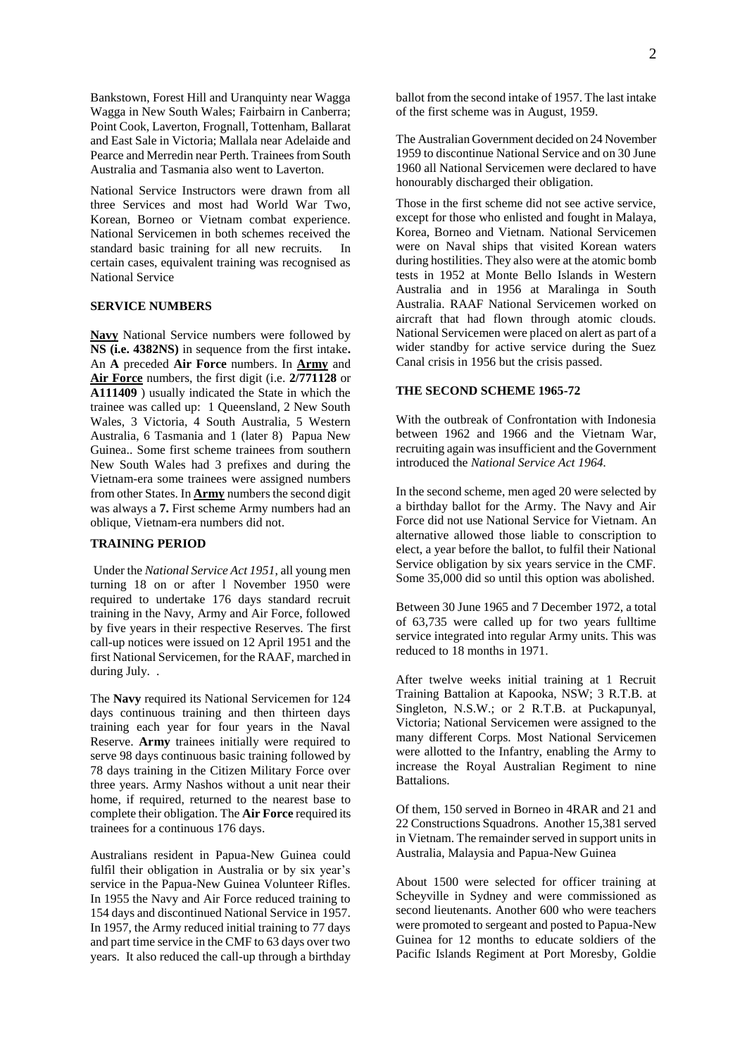Bankstown, Forest Hill and Uranquinty near Wagga Wagga in New South Wales; Fairbairn in Canberra; Point Cook, Laverton, Frognall, Tottenham, Ballarat and East Sale in Victoria; Mallala near Adelaide and Pearce and Merredin near Perth. Trainees from South Australia and Tasmania also went to Laverton.

National Service Instructors were drawn from all three Services and most had World War Two, Korean, Borneo or Vietnam combat experience. National Servicemen in both schemes received the standard basic training for all new recruits. In certain cases, equivalent training was recognised as National Service

## SERVICE NUMBERS

**Navy** National Service numbers were followed by **NS (i.e. 4382NS)** in sequence from the first intake**.** An **A** preceded **Air Force** numbers. In **Army** and **Air Force** numbers, the first digit (i.e. **2/771128** or **A111409** ) usually indicated the State in which the trainee was called up: 1 Queensland, 2 New South Wales, 3 Victoria, 4 South Australia, 5 Western Australia, 6 Tasmania and 1 (later 8) Papua New Guinea.. Some first scheme trainees from southern New South Wales had 3 prefixes and during the Vietnam-era some trainees were assigned numbers from other States. In **Army** numbers the second digit was always a **7.** First scheme Army numbers had an oblique, Vietnam-era numbers did not.

## TRAINING PERIOD

Under the *National Service Act 1951,* all young men turning 18 on or after l November 1950 were required to undertake 176 days standard recruit training in the Navy, Army and Air Force, followed by five years in their respective Reserves. The first call-up notices were issued on 12 April 1951 and the first National Servicemen, for the RAAF, marched in during July. .

The **Navy** required its National Servicemen for 124 days continuous training and then thirteen days training each year for four years in the Naval Reserve. **Army** trainees initially were required to serve 98 days continuous basic training followed by 78 days training in the Citizen Military Force over three years. Army Nashos without a unit near their home, if required, returned to the nearest base to complete their obligation. The **Air Force** required its trainees for a continuous 176 days.

Australians resident in Papua-New Guinea could fulfil their obligation in Australia or by six year's service in the Papua-New Guinea Volunteer Rifles. In 1955 the Navy and Air Force reduced training to 154 days and discontinued National Service in 1957. In 1957, the Army reduced initial training to 77 days and part time service in the CMF to 63 days over two years. It also reduced the call-up through a birthday ballot from the second intake of 1957. The last intake of the first scheme was in August, 1959.

The Australian Government decided on 24 November 1959 to discontinue National Service and on 30 June 1960 all National Servicemen were declared to have honourably discharged their obligation.

Those in the first scheme did not see active service, except for those who enlisted and fought in Malaya, Korea, Borneo and Vietnam. National Servicemen were on Naval ships that visited Korean waters during hostilities. They also were at the atomic bomb tests in 1952 at Monte Bello Islands in Western Australia and in 1956 at Maralinga in South Australia. RAAF National Servicemen worked on aircraft that had flown through atomic clouds. National Servicemen were placed on alert as part of a wider standby for active service during the Suez Canal crisis in 1956 but the crisis passed.

## THE SECOND SCHEME 1965-72

With the outbreak of Confrontation with Indonesia between 1962 and 1966 and the Vietnam War, recruiting again was insufficient and the Government introduced the *National Service Act 1964.*

In the second scheme, men aged 20 were selected by a birthday ballot for the Army. The Navy and Air Force did not use National Service for Vietnam. An alternative allowed those liable to conscription to elect, a year before the ballot, to fulfil their National Service obligation by six years service in the CMF. Some 35,000 did so until this option was abolished.

Between 30 June 1965 and 7 December 1972, a total of 63,735 were called up for two years fulltime service integrated into regular Army units. This was reduced to 18 months in 1971.

After twelve weeks initial training at 1 Recruit Training Battalion at Kapooka, NSW; 3 R.T.B. at Singleton, N.S.W.; or 2 R.T.B. at Puckapunyal, Victoria; National Servicemen were assigned to the many different Corps. Most National Servicemen were allotted to the Infantry, enabling the Army to increase the Royal Australian Regiment to nine Battalions.

Of them, 150 served in Borneo in 4RAR and 21 and 22 Constructions Squadrons. Another 15,381 served in Vietnam. The remainder served in support units in Australia, Malaysia and Papua-New Guinea

About 1500 were selected for officer training at Scheyville in Sydney and were commissioned as second lieutenants. Another 600 who were teachers were promoted to sergeant and posted to Papua-New Guinea for 12 months to educate soldiers of the Pacific Islands Regiment at Port Moresby, Goldie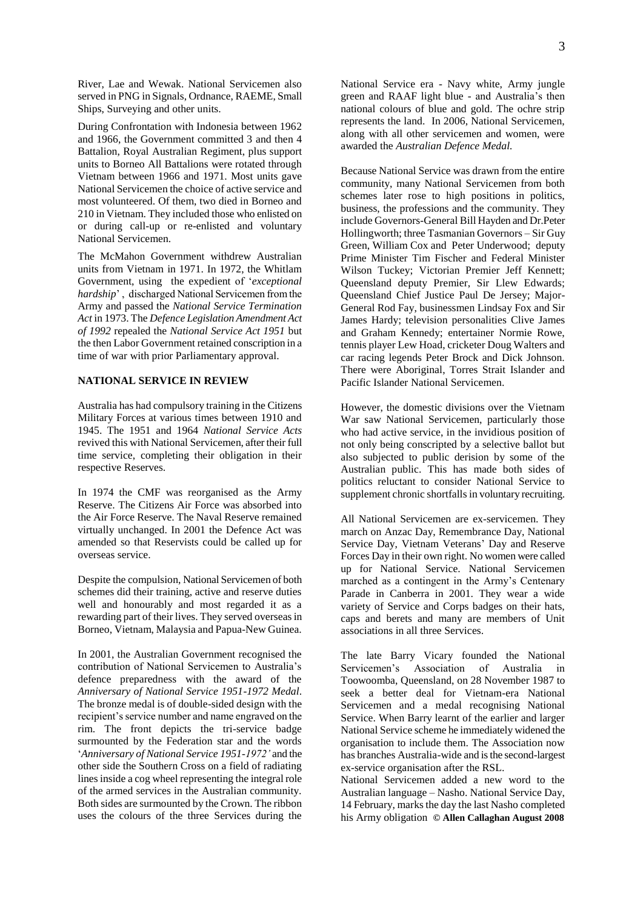River, Lae and Wewak. National Servicemen also served in PNG in Signals, Ordnance, RAEME, Small Ships, Surveying and other units.

During Confrontation with Indonesia between 1962 and 1966, the Government committed 3 and then 4 Battalion, Royal Australian Regiment, plus support units to Borneo All Battalions were rotated through Vietnam between 1966 and 1971. Most units gave National Servicemen the choice of active service and most volunteered. Of them, two died in Borneo and 210 in Vietnam. They included those who enlisted on or during call-up or re-enlisted and voluntary National Servicemen.

The McMahon Government withdrew Australian units from Vietnam in 1971. In 1972, the Whitlam Government, using the expedient of '*exceptional hardship*', discharged National Servicemen from the Army and passed the *National Service Termination Act* in 1973. The *Defence Legislation Amendment Act of 1992* repealed the *National Service Act 1951* but the then Labor Government retained conscription in a time of war with prior Parliamentary approval.

### NATIONAL SERVICE IN REVIEW

Australia has had compulsory training in the Citizens Military Forces at various times between 1910 and 1945. The 1951 and 1964 *National Service Acts* revived this with National Servicemen, after their full time service, completing their obligation in their respective Reserves.

In 1974 the CMF was reorganised as the Army Reserve. The Citizens Air Force was absorbed into the Air Force Reserve. The Naval Reserve remained virtually unchanged. In 2001 the Defence Act was amended so that Reservists could be called up for overseas service.

Despite the compulsion, National Servicemen of both schemes did their training, active and reserve duties well and honourably and most regarded it as a rewarding part of their lives. They served overseas in Borneo, Vietnam, Malaysia and Papua-New Guinea.

In 2001, the Australian Government recognised the contribution of National Servicemen to Australia's defence preparedness with the award of the *Anniversary of National Service 1951-1972 Medal*. The bronze medal is of double-sided design with the recipient's service number and name engraved on the rim. The front depicts the tri-service badge surmounted by the Federation star and the words '*Anniversary of National Service 1951-1972'* and the other side the Southern Cross on a field of radiating lines inside a cog wheel representing the integral role of the armed services in the Australian community. Both sides are surmounted by the Crown. The ribbon uses the colours of the three Services during the National Service era - Navy white, Army jungle green and RAAF light blue - and Australia's then national colours of blue and gold. The ochre strip represents the land. In 2006, National Servicemen, along with all other servicemen and women, were awarded the *Australian Defence Medal.*

Because National Service was drawn from the entire community, many National Servicemen from both schemes later rose to high positions in politics, business, the professions and the community. They include Governors-General Bill Hayden and Dr.Peter Hollingworth; three Tasmanian Governors – Sir Guy Green, William Cox and Peter Underwood; deputy Prime Minister Tim Fischer and Federal Minister Wilson Tuckey; Victorian Premier Jeff Kennett; Queensland deputy Premier, Sir Llew Edwards; Queensland Chief Justice Paul De Jersey; Major-General Rod Fay, businessmen Lindsay Fox and Sir James Hardy; television personalities Clive James and Graham Kennedy; entertainer Normie Rowe, tennis player Lew Hoad, cricketer Doug Walters and car racing legends Peter Brock and Dick Johnson. There were Aboriginal, Torres Strait Islander and Pacific Islander National Servicemen.

However, the domestic divisions over the Vietnam War saw National Servicemen, particularly those who had active service, in the invidious position of not only being conscripted by a selective ballot but also subjected to public derision by some of the Australian public. This has made both sides of politics reluctant to consider National Service to supplement chronic shortfalls in voluntary recruiting.

All National Servicemen are ex-servicemen. They march on Anzac Day, Remembrance Day, National Service Day, Vietnam Veterans' Day and Reserve Forces Day in their own right. No women were called up for National Service. National Servicemen marched as a contingent in the Army's Centenary Parade in Canberra in 2001. They wear a wide variety of Service and Corps badges on their hats, caps and berets and many are members of Unit associations in all three Services.

The late Barry Vicary founded the National Servicemen's Association of Australia in Toowoomba, Queensland, on 28 November 1987 to seek a better deal for Vietnam-era National Servicemen and a medal recognising National Service. When Barry learnt of the earlier and larger National Service scheme he immediately widened the organisation to include them. The Association now has branches Australia-wide and is the second-largest ex-service organisation after the RSL.

National Servicemen added a new word to the Australian language – Nasho. National Service Day, 14 February, marks the day the last Nasho completed his Army obligation **© Allen Callaghan August 2008**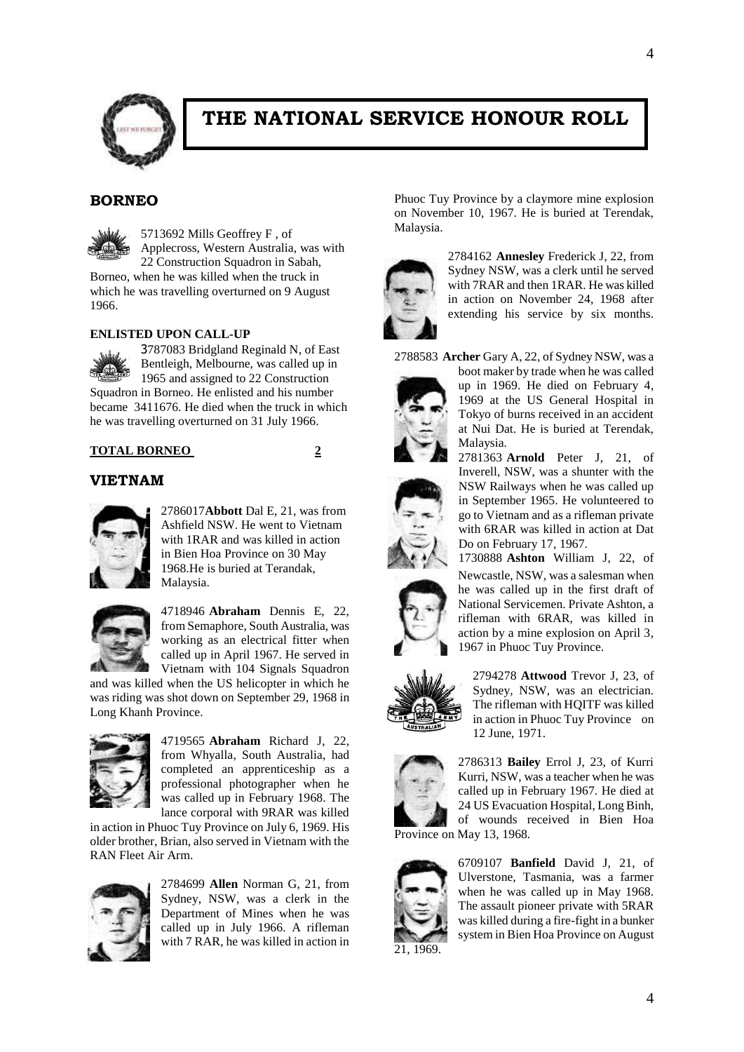# THE NATIONAL SERVICE HONOUR ROLL

## BORNEO

5713692 Mills Geoffrey F , of Applecross, Western Australia, was with 22 Construction Squadron in Sabah, Borneo, when he was killed when the truck in which he was travelling overturned on 9 August 1966.

### ENLISTED UPON CALL-UP

3787083 Bridgland Reginald N, of East Bentleigh, Melbourne, was called up in 1965 and assigned to 22 Construction Squadron in Borneo. He enlisted and his number became 3411676. He died when the truck in which he was travelling overturned on 31 July 1966.

**TOTAL BORNEO** **2**

## VIETNAM

2786017**Abbott** Dal E, 21, was from Ashfield NSW. He went to Vietnam with 1RAR and was killed in action in Bien Hoa Province on 30 May 1968.He is buried at Terandak, Malaysia.

4718946 **Abraham** Dennis E, 22, from Semaphore, South Australia, was working as an electrical fitter when called up in April 1967. He served in Vietnam with 104 Signals Squadron and was killed when the US helicopter in which he was riding was shot down on September 29, 1968 in Long Khanh Province.

4719565 **Abraham** Richard J, 22, from Whyalla, South Australia, had completed an apprenticeship as a professional photographer when he was called up in February 1968. The lance corporal with 9RAR was killed in action in Phuoc Tuy Province on July 6, 1969. His older brother, Brian, also served in Vietnam with the RAN Fleet Air Arm.

2784699 **Allen** Norman G, 21, from Sydney, NSW, was a clerk in the Department of Mines when he was called up in July 1966. A rifleman with 7 RAR, he was killed in action in Phuoc Tuy Province by a claymore mine explosion on November 10, 1967. He is buried at Terendak, Malaysia.

2784162 **Annesley** Frederick J, 22, from Sydney NSW, was a clerk until he served with 7RAR and then 1RAR. He was killed in action on November 24, 1968 after extending his service by six months.

2788583 **Archer** Gary A, 22, of Sydney NSW, was a boot maker by trade when he was called up in 1969. He died on February 4, 1969 at the US General Hospital in Tokyo of burns received in an accident at Nui Dat. He is buried at Terendak, Malaysia.

2781363 **Arnold** Peter J, 21, of Inverell, NSW, was a shunter with the NSW Railways when he was called up in September 1965. He volunteered to go to Vietnam and as a rifleman private with 6RAR was killed in action at Dat Do on February 17, 1967.

1730888 **Ashton** William J, 22, of Newcastle, NSW, was a salesman when he was called up in the first draft of National Servicemen. Private Ashton, a rifleman with 6RAR, was killed in action by a mine explosion on April 3, 1967 in Phuoc Tuy Province.

2794278 **Attwood** Trevor J, 23, of Sydney, NSW, was an electrician. The rifleman with HQITF was killed in action in Phuoc Tuy Province on 12 June, 1971.

2786313 **Bailey** Errol J, 23, of Kurri Kurri, NSW, was a teacher when he was called up in February 1967. He died at 24 US Evacuation Hospital, Long Binh, of wounds received in Bien Hoa Province on May 13, 1968.

6709107 **Banfield** David J, 21, of Ulverstone, Tasmania, was a farmer when he was called up in May 1968. The assault pioneer private with 5RAR was killed during a fire-fight in a bunker system in Bien Hoa Province on August 21, 1969.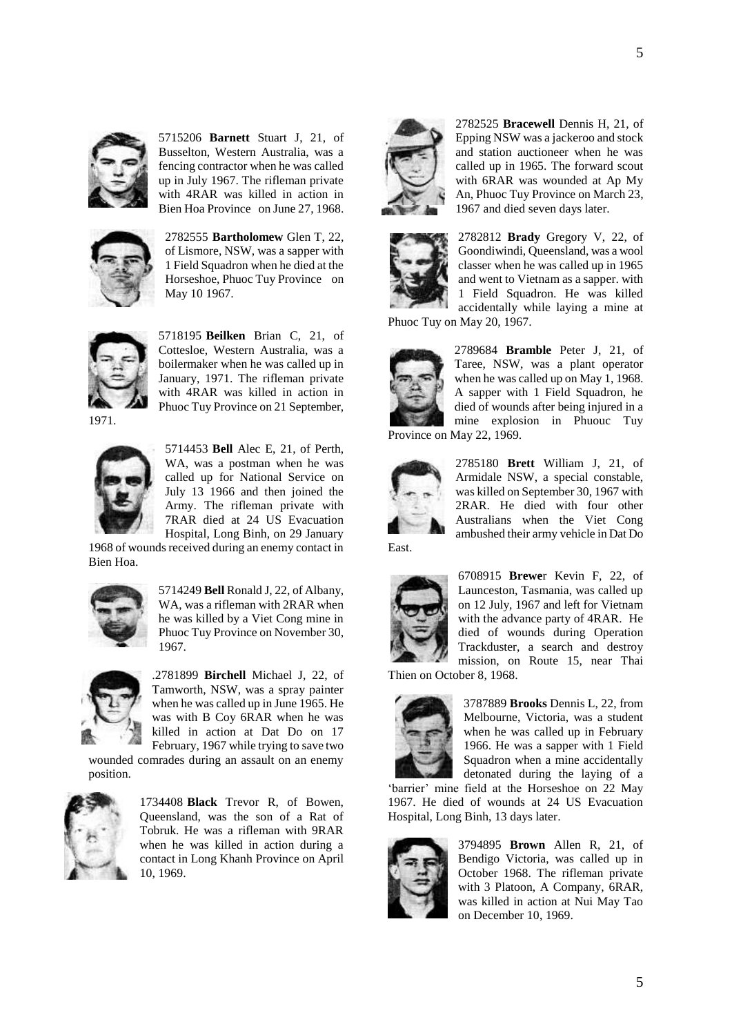5715206 **Barnett** Stuart J, 21, of Busselton, Western Australia, was a fencing contractor when he was called up in July 1967. The rifleman private with 4RAR was killed in action in Bien Hoa Province on June 27, 1968.

2782555 **Bartholomew** Glen T, 22, of Lismore, NSW, was a sapper with 1 Field Squadron when he died at the Horseshoe, Phuoc Tuy Province on May 10 1967.

5718195 **Beilken** Brian C, 21, of Cottesloe, Western Australia, was a boilermaker when he was called up in January, 1971. The rifleman private with 4RAR was killed in action in Phuoc Tuy Province on 21 September, 1971.

5714453 **Bell** Alec E, 21, of Perth, WA, was a postman when he was called up for National Service on July 13 1966 and then joined the Army. The rifleman private with 7RAR died at 24 US Evacuation Hospital, Long Binh, on 29 January 1968 of wounds received during an enemy contact in Bien Hoa.

5714249 **Bell** Ronald J, 22, of Albany, WA, was a rifleman with 2RAR when he was killed by a Viet Cong mine in Phuoc Tuy Province on November 30, 1967.

.2781899 **Birchell** Michael J, 22, of Tamworth, NSW, was a spray painter when he was called up in June 1965. He was with B Coy 6RAR when he was killed in action at Dat Do on 17 February, 1967 while trying to save two wounded comrades during an assault on an enemy position.

1734408 **Black** Trevor R, of Bowen, Queensland, was the son of a Rat of Tobruk. He was a rifleman with 9RAR when he was killed in action during a contact in Long Khanh Province on April 10, 1969.

2782525 **Bracewell** Dennis H, 21, of Epping NSW was a jackeroo and stock and station auctioneer when he was called up in 1965. The forward scout with 6RAR was wounded at Ap My An, Phuoc Tuy Province on March 23, 1967 and died seven days later.

2782812 **Brady** Gregory V, 22, of Goondiwindi, Queensland, was a wool classer when he was called up in 1965 and went to Vietnam as a sapper. with 1 Field Squadron. He was killed accidentally while laying a mine at Phuoc Tuy on May 20, 1967.

2789684 **Bramble** Peter J, 21, of Taree, NSW, was a plant operator when he was called up on May 1, 1968. A sapper with 1 Field Squadron, he died of wounds after being injured in a mine explosion in Phuouc Tuy Province on May 22, 1969.

2785180 **Brett** William J, 21, of Armidale NSW, a special constable, was killed on September 30, 1967 with 2RAR. He died with four other Australians when the Viet Cong ambushed their army vehicle in Dat Do East.

6708915 **Brewe**r Kevin F, 22, of Launceston, Tasmania, was called up on 12 July, 1967 and left for Vietnam with the advance party of 4RAR. He died of wounds during Operation Trackduster, a search and destroy mission, on Route 15, near Thai Thien on October 8, 1968.

3787889 **Brooks** Dennis L, 22, from Melbourne, Victoria, was a student when he was called up in February 1966. He was a sapper with 1 Field Squadron when a mine accidentally detonated during the laying of a 'barrier' mine field at the Horseshoe on 22 May 1967. He died of wounds at 24 US Evacuation Hospital, Long Binh, 13 days later.

3794895 **Brown** Allen R, 21, of Bendigo Victoria, was called up in October 1968. The rifleman private with 3 Platoon, A Company, 6RAR, was killed in action at Nui May Tao on December 10, 1969.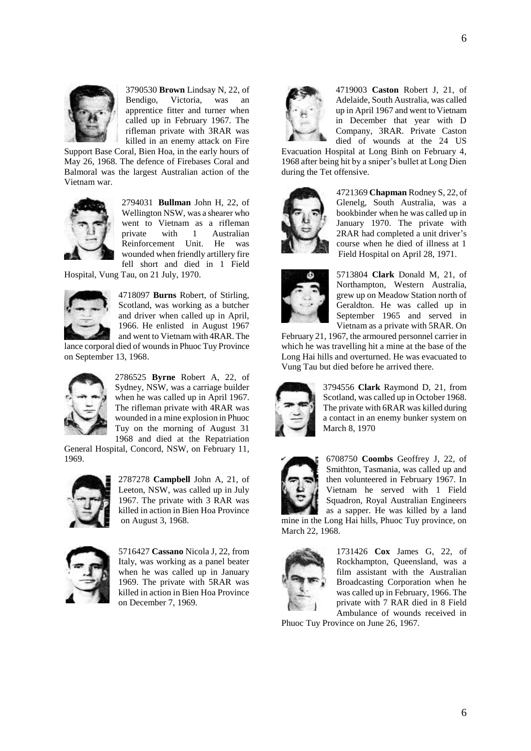3790530 **Brown** Lindsay N, 22, of Bendigo, Victoria, was an apprentice fitter and turner when called up in February 1967. The rifleman private with 3RAR was killed in an enemy attack on Fire Support Base Coral, Bien Hoa, in the early hours of May 26, 1968. The defence of Firebases Coral and Balmoral was the largest Australian action of the Vietnam war.

2794031 **Bullman** John H, 22, of Wellington NSW, was a shearer who went to Vietnam as a rifleman private with 1 Australian Reinforcement Unit. He was wounded when friendly artillery fire fell short and died in 1 Field Hospital, Vung Tau, on 21 July, 1970.

4718097 **Burns** Robert, of Stirling, Scotland, was working as a butcher and driver when called up in April, 1966. He enlisted in August 1967 and went to Vietnam with 4RAR. The lance corporal died of wounds in Phuoc Tuy Province on September 13, 1968.

2786525 **Byrne** Robert A, 22, of Sydney, NSW, was a carriage builder when he was called up in April 1967. The rifleman private with 4RAR was wounded in a mine explosion in Phuoc Tuy on the morning of August 31 1968 and died at the Repatriation General Hospital, Concord, NSW, on February 11, 1969.

2787278 **Campbell** John A, 21, of Leeton, NSW, was called up in July 1967. The private with 3 RAR was killed in action in Bien Hoa Province on August 3, 1968.

5716427 **Cassano** Nicola J, 22, from Italy, was working as a panel beater when he was called up in January 1969. The private with 5RAR was killed in action in Bien Hoa Province on December 7, 1969.

4719003 **Caston** Robert J, 21, of Adelaide, South Australia, was called up in April 1967 and went to Vietnam in December that year with D Company, 3RAR. Private Caston died of wounds at the 24 US Evacuation Hospital at Long Binh on February 4, 1968 after being hit by a sniper's bullet at Long Dien during the Tet offensive.

4721369 **Chapman** Rodney S, 22, of Glenelg, South Australia, was a bookbinder when he was called up in January 1970. The private with 2RAR had completed a unit driver's course when he died of illness at 1 Field Hospital on April 28, 1971.

5713804 **Clark** Donald M, 21, of Northampton, Western Australia, grew up on Meadow Station north of Geraldton. He was called up in September 1965 and served in Vietnam as a private with 5RAR. On February 21, 1967, the armoured personnel carrier in which he was travelling hit a mine at the base of the Long Hai hills and overturned. He was evacuated to Vung Tau but died before he arrived there.

3794556 **Clark** Raymond D, 21, from Scotland, was called up in October 1968. The private with 6RAR was killed during a contact in an enemy bunker system on March 8, 1970

6708750 **Coombs** Geoffrey J, 22, of Smithton, Tasmania, was called up and then volunteered in February 1967. In Vietnam he served with 1 Field Squadron, Royal Australian Engineers as a sapper. He was killed by a land mine in the Long Hai hills, Phuoc Tuy province, on March 22, 1968.

1731426 **Cox** James G, 22, of Rockhampton, Queensland, was a film assistant with the Australian Broadcasting Corporation when he was called up in February, 1966. The private with 7 RAR died in 8 Field Ambulance of wounds received in Phuoc Tuy Province on June 26, 1967.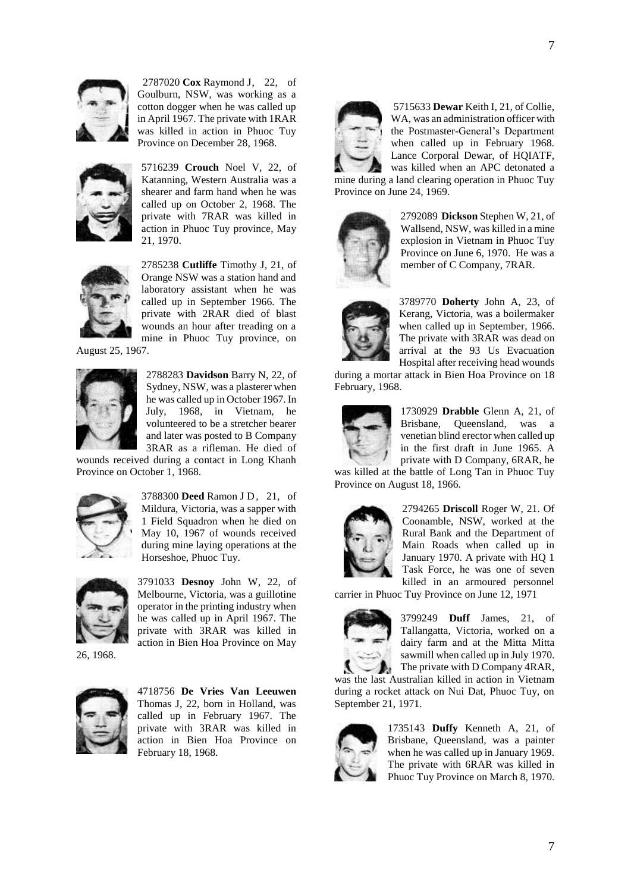2787020 **Cox** Raymond J, 22, of Goulburn, NSW, was working as a cotton dogger when he was called up in April 1967. The private with 1RAR was killed in action in Phuoc Tuy Province on December 28, 1968.

5716239 **Crouch** Noel V, 22, of Katanning, Western Australia was a shearer and farm hand when he was called up on October 2, 1968. The private with 7RAR was killed in action in Phuoc Tuy province, May 21, 1970.

2785238 **Cutliffe** Timothy J, 21, of Orange NSW was a station hand and laboratory assistant when he was called up in September 1966. The private with 2RAR died of blast wounds an hour after treading on a mine in Phuoc Tuy province, on August 25, 1967.

2788283 **Davidson** Barry N, 22, of Sydney, NSW, was a plasterer when he was called up in October 1967. In July, 1968, in Vietnam, he volunteered to be a stretcher bearer and later was posted to B Company 3RAR as a rifleman. He died of wounds received during a contact in Long Khanh Province on October 1, 1968.

3788300 **Deed** Ramon J D, 21, of Mildura, Victoria, was a sapper with 1 Field Squadron when he died on May 10, 1967 of wounds received during mine laying operations at the Horseshoe, Phuoc Tuy.

3791033 **Desnoy** John W, 22, of Melbourne, Victoria, was a guillotine operator in the printing industry when he was called up in April 1967. The private with 3RAR was killed in action in Bien Hoa Province on May 26, 1968.

4718756 **De Vries Van Leeuwen** Thomas J, 22, born in Holland, was called up in February 1967. The private with 3RAR was killed in action in Bien Hoa Province on February 18, 1968.

5715633 **Dewar** Keith I, 21, of Collie, WA, was an administration officer with the Postmaster-General's Department when called up in February 1968. Lance Corporal Dewar, of HQIATF, was killed when an APC detonated a mine during a land clearing operation in Phuoc Tuy Province on June 24, 1969.

2792089 **Dickson** Stephen W, 21, of Wallsend, NSW, was killed in a mine explosion in Vietnam in Phuoc Tuy Province on June 6, 1970. He was a member of C Company, 7RAR.

3789770 **Doherty** John A, 23, of Kerang, Victoria, was a boilermaker when called up in September, 1966. The private with 3RAR was dead on arrival at the 93 Us Evacuation Hospital after receiving head wounds during a mortar attack in Bien Hoa Province on 18 February, 1968.

1730929 **Drabble** Glenn A, 21, of Brisbane, Queensland, was a venetian blind erector when called up in the first draft in June 1965. A private with D Company, 6RAR, he was killed at the battle of Long Tan in Phuoc Tuy Province on August 18, 1966.

2794265 **Driscoll** Roger W, 21. Of Coonamble, NSW, worked at the Rural Bank and the Department of Main Roads when called up in January 1970. A private with HQ 1 Task Force, he was one of seven killed in an armoured personnel carrier in Phuoc Tuy Province on June 12, 1971

3799249 **Duff** James, 21, of Tallangatta, Victoria, worked on a dairy farm and at the Mitta Mitta sawmill when called up in July 1970. The private with D Company 4RAR, was the last Australian killed in action in Vietnam during a rocket attack on Nui Dat, Phuoc Tuy, on September 21, 1971.

1735143 **Duffy** Kenneth A, 21, of Brisbane, Queensland, was a painter when he was called up in January 1969. The private with 6RAR was killed in Phuoc Tuy Province on March 8, 1970.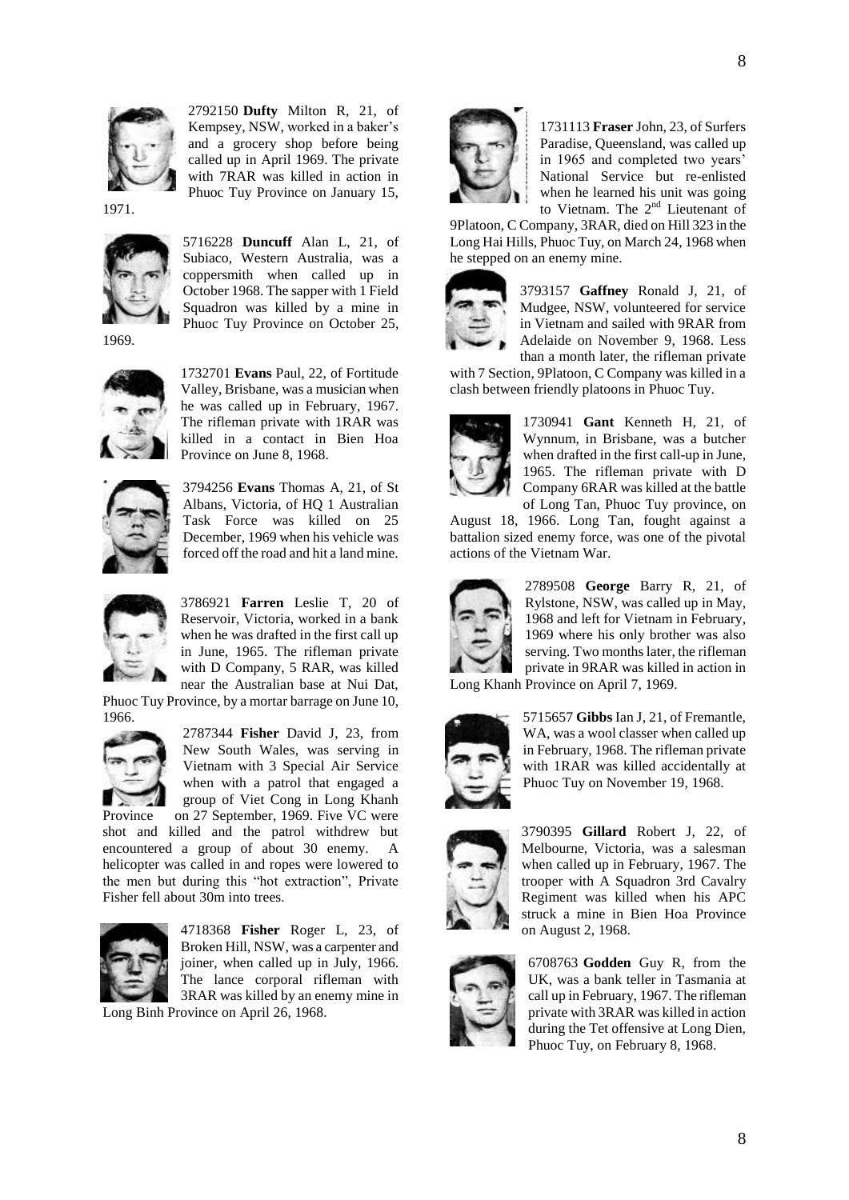2792150 **Dufty** Milton R, 21, of Kempsey, NSW, worked in a baker's and a grocery shop before being called up in April 1969. The private with 7RAR was killed in action in Phuoc Tuy Province on January 15, 1971.

5716228 **Duncuff** Alan L, 21, of Subiaco, Western Australia, was a coppersmith when called up in October 1968. The sapper with 1 Field Squadron was killed by a mine in Phuoc Tuy Province on October 25, 1969.

1732701 **Evans** Paul, 22, of Fortitude Valley, Brisbane, was a musician when he was called up in February, 1967. The rifleman private with 1RAR was killed in a contact in Bien Hoa Province on June 8, 1968.

3794256 **Evans** Thomas A, 21, of St Albans, Victoria, of HQ 1 Australian Task Force was killed on 25 December, 1969 when his vehicle was forced off the road and hit a land mine.

3786921 **Farren** Leslie T, 20 of Reservoir, Victoria, worked in a bank when he was drafted in the first call up in June, 1965. The rifleman private with D Company, 5 RAR, was killed near the Australian base at Nui Dat, Phuoc Tuy Province, by a mortar barrage on June 10, 1966.

2787344 **Fisher** David J, 23, from New South Wales, was serving in Vietnam with 3 Special Air Service when with a patrol that engaged a group of Viet Cong in Long Khanh Province on 27 September, 1969. Five VC were shot and killed and the patrol withdrew but encountered a group of about 30 enemy. A helicopter was called in and ropes were lowered to the men but during this "hot extraction", Private Fisher fell about 30m into trees.

4718368 **Fisher** Roger L, 23, of Broken Hill, NSW, was a carpenter and joiner, when called up in July, 1966. The lance corporal rifleman with 3RAR was killed by an enemy mine in Long Binh Province on April 26, 1968.

1731113 **Fraser** John, 23, of Surfers Paradise, Queensland, was called up in 1965 and completed two years' National Service but re-enlisted when he learned his unit was going to Vietnam. The 2nd Lieutenant of 9Platoon, C Company, 3RAR, died on Hill 323 in the Long Hai Hills, Phuoc Tuy, on March 24, 1968 when he stepped on an enemy mine.

3793157 **Gaffney** Ronald J, 21, of Mudgee, NSW, volunteered for service in Vietnam and sailed with 9RAR from Adelaide on November 9, 1968. Less than a month later, the rifleman private with 7 Section, 9Platoon, C Company was killed in a clash between friendly platoons in Phuoc Tuy.

1730941 **Gant** Kenneth H, 21, of Wynnum, in Brisbane, was a butcher when drafted in the first call-up in June, 1965. The rifleman private with D Company 6RAR was killed at the battle of Long Tan, Phuoc Tuy province, on August 18, 1966. Long Tan, fought against a battalion sized enemy force, was one of the pivotal actions of the Vietnam War.

2789508 **George** Barry R, 21, of Rylstone, NSW, was called up in May, 1968 and left for Vietnam in February, 1969 where his only brother was also serving. Two months later, the rifleman private in 9RAR was killed in action in Long Khanh Province on April 7, 1969.

5715657 **Gibbs** Ian J, 21, of Fremantle, WA, was a wool classer when called up in February, 1968. The rifleman private with 1RAR was killed accidentally at Phuoc Tuy on November 19, 1968.

3790395 **Gillard** Robert J, 22, of Melbourne, Victoria, was a salesman when called up in February, 1967. The trooper with A Squadron 3rd Cavalry Regiment was killed when his APC struck a mine in Bien Hoa Province on August 2, 1968.

6708763 **Godden** Guy R, from the UK, was a bank teller in Tasmania at call up in February, 1967. The rifleman private with 3RAR was killed in action during the Tet offensive at Long Dien, Phuoc Tuy, on February 8, 1968.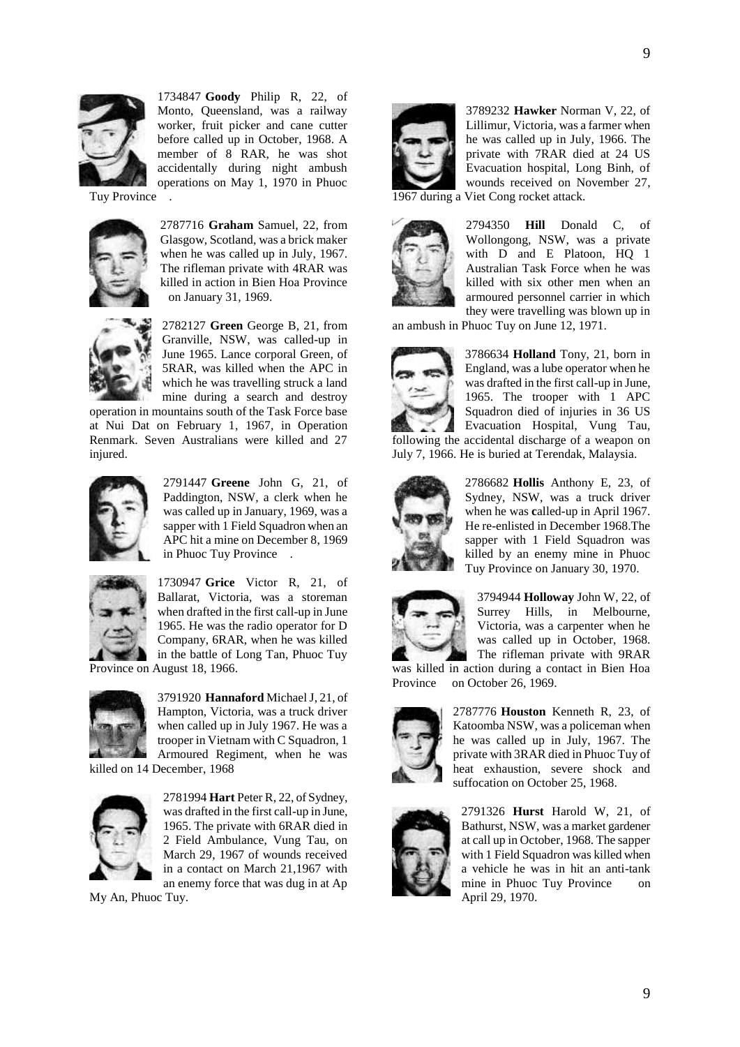1734847 **Goody** Philip R, 22, of Monto, Queensland, was a railway worker, fruit picker and cane cutter before called up in October, 1968. A member of 8 RAR, he was shot accidentally during night ambush operations on May 1, 1970 in Phuoc Tuy Province .

2787716 **Graham** Samuel, 22, from Glasgow, Scotland, was a brick maker when he was called up in July, 1967. The rifleman private with 4RAR was killed in action in Bien Hoa Province on January 31, 1969.

2782127 **Green** George B, 21, from Granville, NSW, was called-up in June 1965. Lance corporal Green, of 5RAR, was killed when the APC in which he was travelling struck a land mine during a search and destroy operation in mountains south of the Task Force base at Nui Dat on February 1, 1967, in Operation Renmark. Seven Australians were killed and 27 injured.

2791447 **Greene** John G, 21, of Paddington, NSW, a clerk when he was called up in January, 1969, was a sapper with 1 Field Squadron when an APC hit a mine on December 8, 1969 in Phuoc Tuy Province .

1730947 **Grice** Victor R, 21, of Ballarat, Victoria, was a storeman when drafted in the first call-up in June 1965. He was the radio operator for D Company, 6RAR, when he was killed in the battle of Long Tan, Phuoc Tuy Province on August 18, 1966.

3791920 **Hannaford** Michael J, 21, of Hampton, Victoria, was a truck driver when called up in July 1967. He was a trooper in Vietnam with C Squadron, 1 Armoured Regiment, when he was killed on 14 December, 1968

2781994 **Hart** Peter R, 22, of Sydney, was drafted in the first call-up in June, 1965. The private with 6RAR died in 2 Field Ambulance, Vung Tau, on March 29, 1967 of wounds received in a contact on March 21,1967 with an enemy force that was dug in at Ap My An, Phuoc Tuy.

3789232 **Hawker** Norman V, 22, of Lillimur, Victoria, was a farmer when he was called up in July, 1966. The private with 7RAR died at 24 US Evacuation hospital, Long Binh, of wounds received on November 27, 1967 during a Viet Cong rocket attack.

2794350 **Hill** Donald C, of Wollongong, NSW, was a private with D and E Platoon, HQ 1 Australian Task Force when he was killed with six other men when an armoured personnel carrier in which they were travelling was blown up in an ambush in Phuoc Tuy on June 12, 1971.

3786634 **Holland** Tony, 21, born in England, was a lube operator when he was drafted in the first call-up in June, 1965. The trooper with 1 APC Squadron died of injuries in 36 US Evacuation Hospital, Vung Tau, following the accidental discharge of a weapon on July 7, 1966. He is buried at Terendak, Malaysia.

2786682 **Hollis** Anthony E, 23, of Sydney, NSW, was a truck driver when he was **c**alled-up in April 1967. He re-enlisted in December 1968.The sapper with 1 Field Squadron was killed by an enemy mine in Phuoc Tuy Province on January 30, 1970.

3794944 **Holloway** John W, 22, of Surrey Hills, in Melbourne, Victoria, was a carpenter when he was called up in October, 1968. The rifleman private with 9RAR was killed in action during a contact in Bien Hoa Province on October 26, 1969.

2787776 **Houston** Kenneth R, 23, of Katoomba NSW, was a policeman when he was called up in July, 1967. The private with 3RAR died in Phuoc Tuy of heat exhaustion, severe shock and suffocation on October 25, 1968.

2791326 **Hurst** Harold W, 21, of Bathurst, NSW, was a market gardener at call up in October, 1968. The sapper with 1 Field Squadron was killed when a vehicle he was in hit an anti-tank mine in Phuoc Tuy Province on April 29, 1970.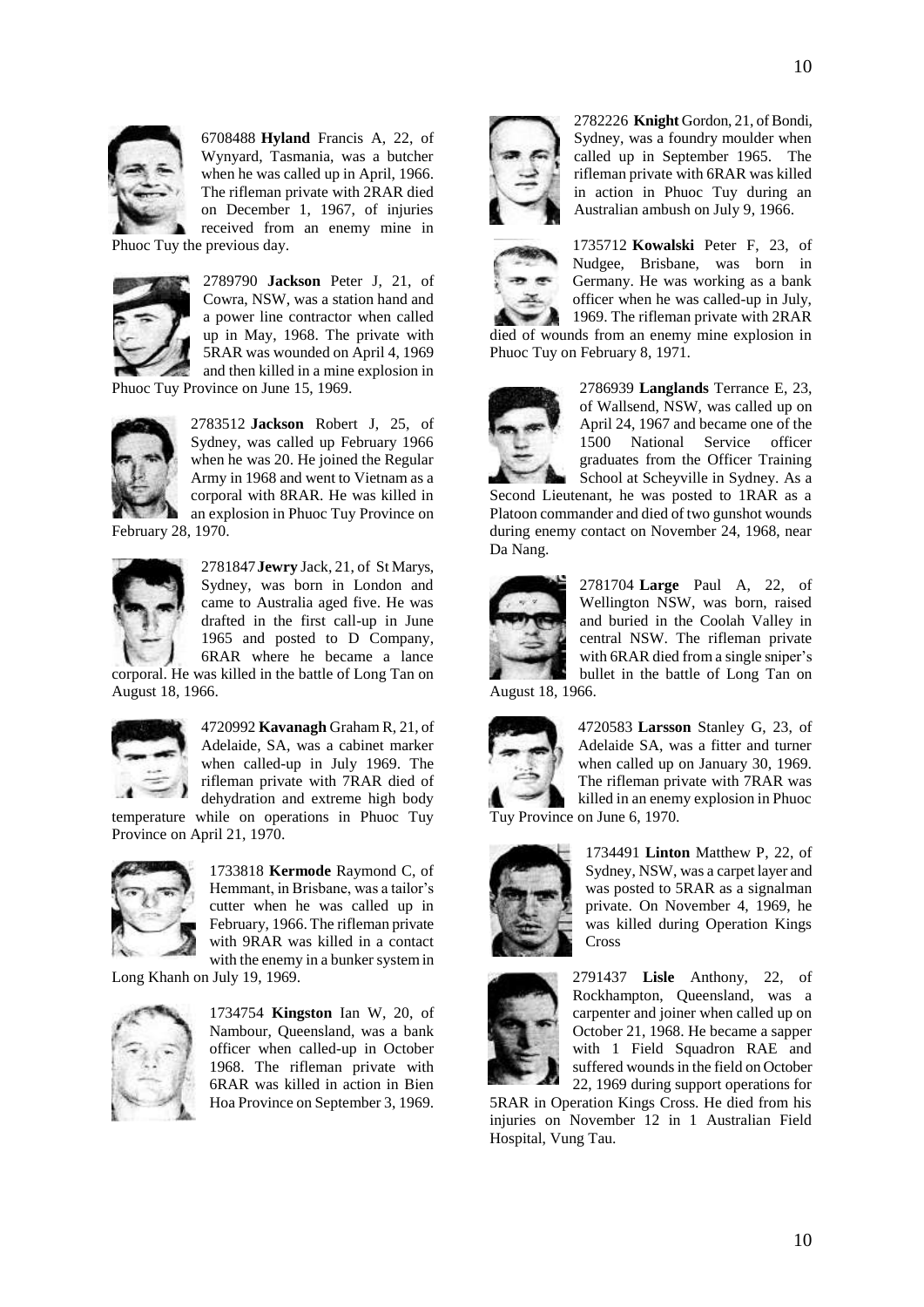6708488 **Hyland** Francis A, 22, of Wynyard, Tasmania, was a butcher when he was called up in April, 1966. The rifleman private with 2RAR died on December 1, 1967, of injuries received from an enemy mine in Phuoc Tuy the previous day.

2789790 **Jackson** Peter J, 21, of Cowra, NSW, was a station hand and a power line contractor when called up in May, 1968. The private with 5RAR was wounded on April 4, 1969 and then killed in a mine explosion in Phuoc Tuy Province on June 15, 1969.

2783512 **Jackson** Robert J, 25, of Sydney, was called up February 1966 when he was 20. He joined the Regular Army in 1968 and went to Vietnam as a corporal with 8RAR. He was killed in an explosion in Phuoc Tuy Province on February 28, 1970.

2781847 **Jewry** Jack, 21, of St Marys, Sydney, was born in London and came to Australia aged five. He was drafted in the first call-up in June 1965 and posted to D Company, 6RAR where he became a lance corporal. He was killed in the battle of Long Tan on August 18, 1966.

4720992 **Kavanagh** Graham R, 21, of Adelaide, SA, was a cabinet marker when called-up in July 1969. The rifleman private with 7RAR died of dehydration and extreme high body temperature while on operations in Phuoc Tuy Province on April 21, 1970.

1733818 **Kermode** Raymond C, of Hemmant, in Brisbane, was a tailor's cutter when he was called up in February, 1966. The rifleman private with 9RAR was killed in a contact with the enemy in a bunker system in Long Khanh on July 19, 1969.

1734754 **Kingston** Ian W, 20, of Nambour, Queensland, was a bank officer when called-up in October 1968. The rifleman private with 6RAR was killed in action in Bien Hoa Province on September 3, 1969.

2782226 **Knight** Gordon, 21, of Bondi, Sydney, was a foundry moulder when called up in September 1965. The rifleman private with 6RAR was killed in action in Phuoc Tuy during an Australian ambush on July 9, 1966.

1735712 **Kowalski** Peter F, 23, of Nudgee, Brisbane, was born in Germany. He was working as a bank officer when he was called-up in July, 1969. The rifleman private with 2RAR died of wounds from an enemy mine explosion in Phuoc Tuy on February 8, 1971.

2786939 **Langlands** Terrance E, 23, of Wallsend, NSW, was called up on April 24, 1967 and became one of the 1500 National Service officer graduates from the Officer Training School at Scheyville in Sydney. As a Second Lieutenant, he was posted to 1RAR as a Platoon commander and died of two gunshot wounds during enemy contact on November 24, 1968, near Da Nang.

2781704 **Large** Paul A, 22, of Wellington NSW, was born, raised and buried in the Coolah Valley in central NSW. The rifleman private with 6RAR died from a single sniper's bullet in the battle of Long Tan on August 18, 1966.

4720583 **Larsson** Stanley G, 23, of Adelaide SA, was a fitter and turner when called up on January 30, 1969. The rifleman private with 7RAR was killed in an enemy explosion in Phuoc Tuy Province on June 6, 1970.

1734491 **Linton** Matthew P, 22, of Sydney, NSW, was a carpet layer and was posted to 5RAR as a signalman private. On November 4, 1969, he was killed during Operation Kings Cross

2791437 **Lisle** Anthony, 22, of Rockhampton, Queensland, was a carpenter and joiner when called up on October 21, 1968. He became a sapper with 1 Field Squadron RAE and suffered wounds in the field on October 22, 1969 during support operations for 5RAR in Operation Kings Cross. He died from his injuries on November 12 in 1 Australian Field Hospital, Vung Tau.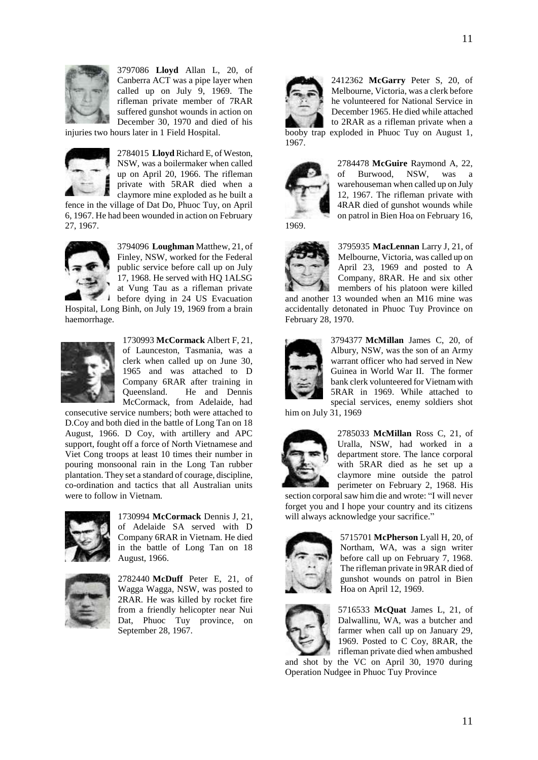3797086 **Lloyd** Allan L, 20, of Canberra ACT was a pipe layer when called up on July 9, 1969. The rifleman private member of 7RAR suffered gunshot wounds in action on December 30, 1970 and died of his injuries two hours later in 1 Field Hospital.

2784015 **Lloyd** Richard E, of Weston, NSW, was a boilermaker when called up on April 20, 1966. The rifleman private with 5RAR died when a claymore mine exploded as he built a fence in the village of Dat Do, Phuoc Tuy, on April 6, 1967. He had been wounded in action on February 27, 1967.

3794096 **Loughman** Matthew, 21, of Finley, NSW, worked for the Federal public service before call up on July 17, 1968. He served with HQ 1ALSG at Vung Tau as a rifleman private before dying in 24 US Evacuation Hospital, Long Binh, on July 19, 1969 from a brain haemorrhage.

1730993 **McCormack** Albert F, 21, of Launceston, Tasmania, was a clerk when called up on June 30, 1965 and was attached to D Company 6RAR after training in Queensland. He and Dennis McCormack, from Adelaide, had consecutive service numbers; both were attached to D.Coy and both died in the battle of Long Tan on 18 August, 1966. D Coy, with artillery and APC support, fought off a force of North Vietnamese and Viet Cong troops at least 10 times their number in pouring monsoonal rain in the Long Tan rubber plantation. They set a standard of courage, discipline, co-ordination and tactics that all Australian units were to follow in Vietnam.

1730994 **McCormack** Dennis J, 21, of Adelaide SA served with D Company 6RAR in Vietnam. He died in the battle of Long Tan on 18 August, 1966.

2782440 **McDuff** Peter E, 21, of Wagga Wagga, NSW, was posted to 2RAR. He was killed by rocket fire from a friendly helicopter near Nui Dat, Phuoc Tuy province, on September 28, 1967.

2412362 **McGarry** Peter S, 20, of Melbourne, Victoria, was a clerk before he volunteered for National Service in December 1965. He died while attached to 2RAR as a rifleman private when a booby trap exploded in Phuoc Tuy on August 1, 1967.

2784478 **McGuire** Raymond A, 22, of Burwood, NSW, was a warehouseman when called up on July 12, 1967. The rifleman private with 4RAR died of gunshot wounds while on patrol in Bien Hoa on February 16, 1969.

3795935 **MacLennan** Larry J, 21, of Melbourne, Victoria, was called up on April 23, 1969 and posted to A Company, 8RAR. He and six other members of his platoon were killed and another 13 wounded when an M16 mine was accidentally detonated in Phuoc Tuy Province on February 28, 1970.

3794377 **McMillan** James C, 20, of Albury, NSW, was the son of an Army warrant officer who had served in New Guinea in World War II. The former bank clerk volunteered for Vietnam with 5RAR in 1969. While attached to special services, enemy soldiers shot him on July 31, 1969

2785033 **McMillan** Ross C, 21, of Uralla, NSW, had worked in a department store. The lance corporal with 5RAR died as he set up a claymore mine outside the patrol perimeter on February 2, 1968. His section corporal saw him die and wrote: "I will never forget you and I hope your country and its citizens will always acknowledge your sacrifice."

5715701 **McPherson** Lyall H, 20, of Northam, WA, was a sign writer before call up on February 7, 1968. The rifleman private in 9RAR died of gunshot wounds on patrol in Bien Hoa on April 12, 1969.

5716533 **McQuat** James L, 21, of Dalwallinu, WA, was a butcher and farmer when call up on January 29, 1969. Posted to C Coy, 8RAR, the rifleman private died when ambushed and shot by the VC on April 30, 1970 during Operation Nudgee in Phuoc Tuy Province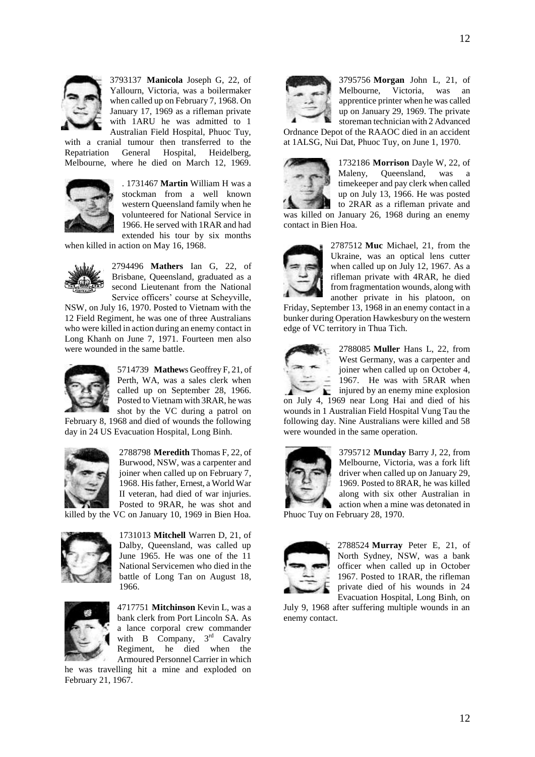3793137 **Manicola** Joseph G, 22, of Yallourn, Victoria, was a boilermaker when called up on February 7, 1968. On January 17, 1969 as a rifleman private with 1ARU he was admitted to 1 Australian Field Hospital, Phuoc Tuy, with a cranial tumour then transferred to the Repatriation General Hospital, Heidelberg, Melbourne, where he died on March 12, 1969.

. 1731467 **Martin** William H was a stockman from a well known western Queensland family when he volunteered for National Service in 1966. He served with 1RAR and had extended his tour by six months when killed in action on May 16, 1968.

2794496 **Mathers** Ian G, 22, of Brisbane, Queensland, graduated as a second Lieutenant from the National Service officers' course at Scheyville, NSW, on July 16, 1970. Posted to Vietnam with the 12 Field Regiment, he was one of three Australians who were killed in action during an enemy contact in Long Khanh on June 7, 1971. Fourteen men also were wounded in the same battle.

5714739 **Mathew**s Geoffrey F, 21, of Perth, WA, was a sales clerk when called up on September 28, 1966. Posted to Vietnam with 3RAR, he was shot by the VC during a patrol on February 8, 1968 and died of wounds the following day in 24 US Evacuation Hospital, Long Binh.

2788798 **Meredith** Thomas F, 22, of Burwood, NSW, was a carpenter and joiner when called up on February 7, 1968. His father, Ernest, a World War II veteran, had died of war injuries. Posted to 9RAR, he was shot and killed by the VC on January 10, 1969 in Bien Hoa.

1731013 **Mitchell** Warren D, 21, of Dalby, Queensland, was called up June 1965. He was one of the 11 National Servicemen who died in the battle of Long Tan on August 18, 1966.

4717751 **Mitchinson** Kevin L, was a bank clerk from Port Lincoln SA. As a lance corporal crew commander with B Company, 3rd Cavalry Regiment, he died when the Armoured Personnel Carrier in which he was travelling hit a mine and exploded on February 21, 1967.

3795756 **Morgan** John L, 21, of Melbourne, Victoria, was an apprentice printer when he was called up on January 29, 1969. The private storeman technician with 2 Advanced Ordnance Depot of the RAAOC died in an accident at 1ALSG, Nui Dat, Phuoc Tuy, on June 1, 1970.

1732186 **Morrison** Dayle W, 22, of Maleny, Queensland, was a timekeeper and pay clerk when called up on July 13, 1966. He was posted to 2RAR as a rifleman private and was killed on January 26, 1968 during an enemy contact in Bien Hoa.

2787512 **Muc** Michael, 21, from the Ukraine, was an optical lens cutter when called up on July 12, 1967. As a rifleman private with 4RAR, he died from fragmentation wounds, along with another private in his platoon, on Friday, September 13, 1968 in an enemy contact in a bunker during Operation Hawkesbury on the western edge of VC territory in Thua Tich.

2788085 **Muller** Hans L, 22, from West Germany, was a carpenter and joiner when called up on October 4, 1967. He was with 5RAR when injured by an enemy mine explosion on July 4, 1969 near Long Hai and died of his wounds in 1 Australian Field Hospital Vung Tau the following day. Nine Australians were killed and 58 were wounded in the same operation.

3795712 **Munday** Barry J, 22, from Melbourne, Victoria, was a fork lift driver when called up on January 29, 1969. Posted to 8RAR, he was killed along with six other Australian in action when a mine was detonated in Phuoc Tuy on February 28, 1970.

2788524 **Murray** Peter E, 21, of North Sydney, NSW, was a bank officer when called up in October 1967. Posted to 1RAR, the rifleman private died of his wounds in 24 Evacuation Hospital, Long Binh, on July 9, 1968 after suffering multiple wounds in an enemy contact.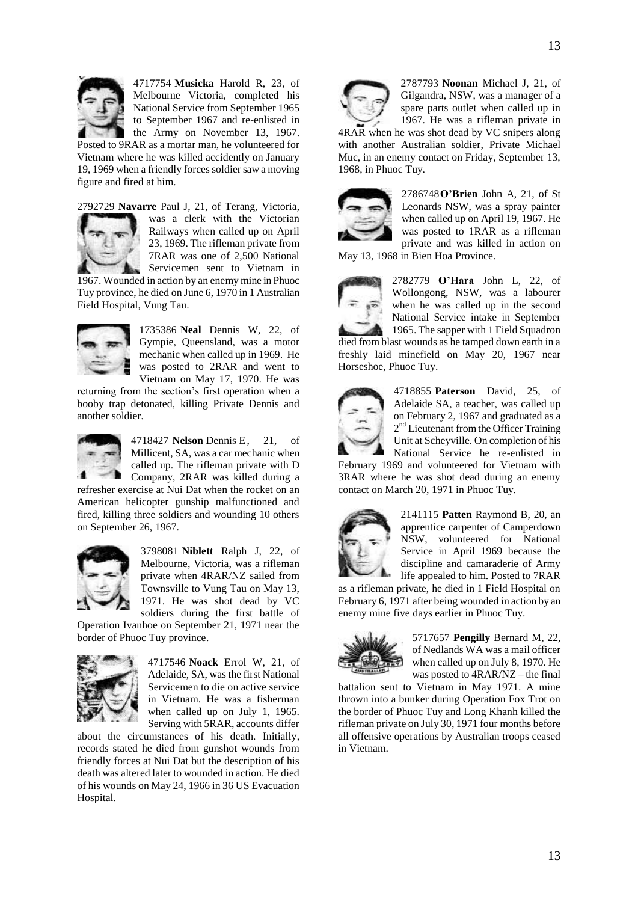4717754 **Musicka** Harold R, 23, of Melbourne Victoria, completed his National Service from September 1965 to September 1967 and re-enlisted in the Army on November 13, 1967. Posted to 9RAR as a mortar man, he volunteered for Vietnam where he was killed accidently on January 19, 1969 when a friendly forces soldier saw a moving figure and fired at him.

2792729 **Navarre** Paul J, 21, of Terang, Victoria, was a clerk with the Victorian Railways when called up on April 23, 1969. The rifleman private from 7RAR was one of 2,500 National Servicemen sent to Vietnam in 1967. Wounded in action by an enemy mine in Phuoc Tuy province, he died on June 6, 1970 in 1 Australian Field Hospital, Vung Tau.

1735386 **Neal** Dennis W, 22, of Gympie, Queensland, was a motor mechanic when called up in 1969. He was posted to 2RAR and went to Vietnam on May 17, 1970. He was returning from the section's first operation when a booby trap detonated, killing Private Dennis and another soldier.

4718427 **Nelson** Dennis E, 21, of Millicent, SA, was a car mechanic when called up. The rifleman private with D Company, 2RAR was killed during a refresher exercise at Nui Dat when the rocket on an American helicopter gunship malfunctioned and fired, killing three soldiers and wounding 10 others on September 26, 1967.

3798081 **Niblett** Ralph J, 22, of Melbourne, Victoria, was a rifleman private when 4RAR/NZ sailed from Townsville to Vung Tau on May 13, 1971. He was shot dead by VC soldiers during the first battle of Operation Ivanhoe on September 21, 1971 near the border of Phuoc Tuy province.

4717546 **Noack** Errol W, 21, of Adelaide, SA, was the first National Servicemen to die on active service in Vietnam. He was a fisherman when called up on July 1, 1965. Serving with 5RAR, accounts differ about the circumstances of his death. Initially, records stated he died from gunshot wounds from friendly forces at Nui Dat but the description of his death was altered later to wounded in action. He died of his wounds on May 24, 1966 in 36 US Evacuation Hospital.

2787793 **Noonan** Michael J, 21, of Gilgandra, NSW, was a manager of a spare parts outlet when called up in 1967. He was a rifleman private in 4RAR when he was shot dead by VC snipers along with another Australian soldier, Private Michael Muc, in an enemy contact on Friday, September 13, 1968, in Phuoc Tuy.

2786748 **O'Brien** John A, 21, of St Leonards NSW, was a spray painter when called up on April 19, 1967. He was posted to 1RAR as a rifleman private and was killed in action on May 13, 1968 in Bien Hoa Province.

2782779 **O'Hara** John L, 22, of Wollongong, NSW, was a labourer when he was called up in the second National Service intake in September 1965. The sapper with 1 Field Squadron died from blast wounds as he tamped down earth in a freshly laid minefield on May 20, 1967 near Horseshoe, Phuoc Tuy.

4718855 **Paterson** David, 25, of Adelaide SA, a teacher, was called up on February 2, 1967 and graduated as a 2nd Lieutenant from the Officer Training Unit at Scheyville. On completion of his National Service he re-enlisted in February 1969 and volunteered for Vietnam with 3RAR where he was shot dead during an enemy contact on March 20, 1971 in Phuoc Tuy.

2141115 **Patten** Raymond B, 20, an apprentice carpenter of Camperdown NSW, volunteered for National Service in April 1969 because the discipline and camaraderie of Army life appealed to him. Posted to 7RAR as a rifleman private, he died in 1 Field Hospital on February 6, 1971 after being wounded in action by an enemy mine five days earlier in Phuoc Tuy.

5717657 **Pengilly** Bernard M, 22, of Nedlands WA was a mail officer when called up on July 8, 1970. He was posted to 4RAR/NZ – the final battalion sent to Vietnam in May 1971. A mine thrown into a bunker during Operation Fox Trot on the border of Phuoc Tuy and Long Khanh killed the rifleman private on July 30, 1971 four months before all offensive operations by Australian troops ceased in Vietnam.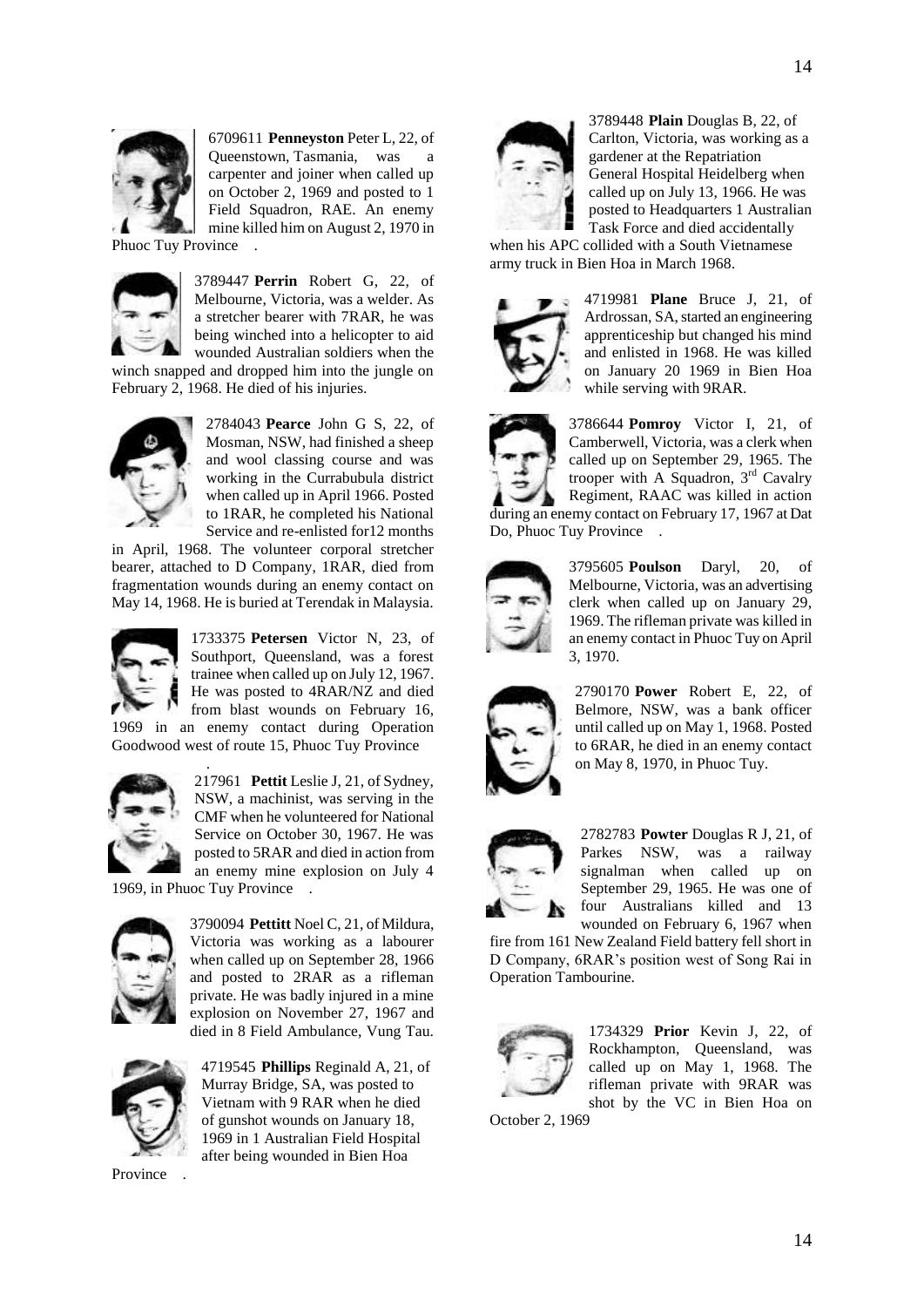6709611 **Penneyston** Peter L, 22, of Queenstown, Tasmania, was a carpenter and joiner when called up on October 2, 1969 and posted to 1 Field Squadron, RAE. An enemy mine killed him on August 2, 1970 in Phuoc Tuy Province .

3789447 **Perrin** Robert G, 22, of Melbourne, Victoria, was a welder. As a stretcher bearer with 7RAR, he was being winched into a helicopter to aid wounded Australian soldiers when the winch snapped and dropped him into the jungle on February 2, 1968. He died of his injuries.

2784043 **Pearce** John G S, 22, of Mosman, NSW, had finished a sheep and wool classing course and was working in the Currabubula district when called up in April 1966. Posted to 1RAR, he completed his National Service and re-enlisted for12 months in April, 1968. The volunteer corporal stretcher bearer, attached to D Company, 1RAR, died from fragmentation wounds during an enemy contact on May 14, 1968. He is buried at Terendak in Malaysia.

1733375 **Petersen** Victor N, 23, of Southport, Queensland, was a forest trainee when called up on July 12, 1967. He was posted to 4RAR/NZ and died from blast wounds on February 16, 1969 in an enemy contact during Operation Goodwood west of route 15, Phuoc Tuy Province .

217961 **Pettit** Leslie J, 21, of Sydney, NSW, a machinist, was serving in the CMF when he volunteered for National Service on October 30, 1967. He was posted to 5RAR and died in action from an enemy mine explosion on July 4 1969, in Phuoc Tuy Province .

3790094 **Pettitt** Noel C, 21, of Mildura, Victoria was working as a labourer when called up on September 28, 1966 and posted to 2RAR as a rifleman private. He was badly injured in a mine explosion on November 27, 1967 and died in 8 Field Ambulance, Vung Tau.

4719545 **Phillips** Reginald A, 21, of Murray Bridge, SA, was posted to Vietnam with 9 RAR when he died of gunshot wounds on January 18, 1969 in 1 Australian Field Hospital after being wounded in Bien Hoa Province .

3789448 **Plain** Douglas B, 22, of Carlton, Victoria, was working as a gardener at the Repatriation General Hospital Heidelberg when called up on July 13, 1966. He was posted to Headquarters 1 Australian Task Force and died accidentally when his APC collided with a South Vietnamese army truck in Bien Hoa in March 1968.

4719981 **Plane** Bruce J, 21, of Ardrossan, SA, started an engineering apprenticeship but changed his mind and enlisted in 1968. He was killed on January 20 1969 in Bien Hoa while serving with 9RAR.

3786644 **Pomroy** Victor I, 21, of Camberwell, Victoria, was a clerk when called up on September 29, 1965. The trooper with A Squadron, 3rd Cavalry Regiment, RAAC was killed in action during an enemy contact on February 17, 1967 at Dat Do, Phuoc Tuy Province .

3795605 **Poulson** Daryl, 20, of Melbourne, Victoria, was an advertising clerk when called up on January 29, 1969. The rifleman private was killed in an enemy contact in Phuoc Tuy on April 3, 1970.

2790170 **Power** Robert E, 22, of Belmore, NSW, was a bank officer until called up on May 1, 1968. Posted to 6RAR, he died in an enemy contact on May 8, 1970, in Phuoc Tuy.

2782783 **Powter** Douglas R J, 21, of Parkes NSW, was a railway signalman when called up on September 29, 1965. He was one of four Australians killed and 13 wounded on February 6, 1967 when fire from 161 New Zealand Field battery fell short in D Company, 6RAR's position west of Song Rai in Operation Tambourine.

1734329 **Prior** Kevin J, 22, of Rockhampton, Queensland, was called up on May 1, 1968. The rifleman private with 9RAR was shot by the VC in Bien Hoa on October 2, 1969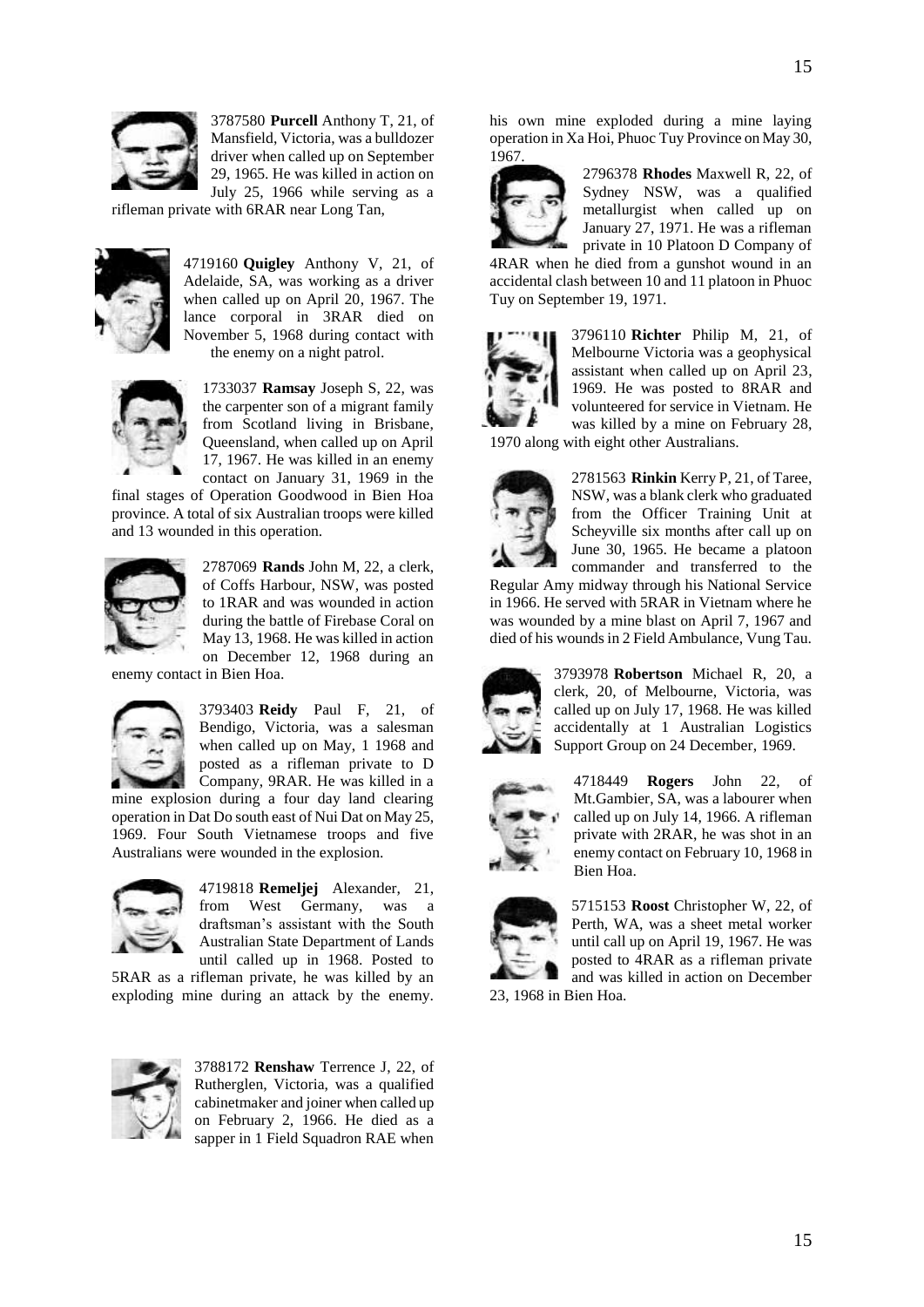3787580 **Purcell** Anthony T, 21, of Mansfield, Victoria, was a bulldozer driver when called up on September 29, 1965. He was killed in action on July 25, 1966 while serving as a rifleman private with 6RAR near Long Tan,

4719160 **Quigley** Anthony V, 21, of Adelaide, SA, was working as a driver when called up on April 20, 1967. The lance corporal in 3RAR died on November 5, 1968 during contact with the enemy on a night patrol.

1733037 **Ramsay** Joseph S, 22, was the carpenter son of a migrant family from Scotland living in Brisbane, Queensland, when called up on April 17, 1967. He was killed in an enemy contact on January 31, 1969 in the final stages of Operation Goodwood in Bien Hoa province. A total of six Australian troops were killed and 13 wounded in this operation.

2787069 **Rands** John M, 22, a clerk, of Coffs Harbour, NSW, was posted to 1RAR and was wounded in action during the battle of Firebase Coral on May 13, 1968. He was killed in action on December 12, 1968 during an enemy contact in Bien Hoa.

3793403 **Reidy** Paul F, 21, of Bendigo, Victoria, was a salesman when called up on May, 1 1968 and posted as a rifleman private to D Company, 9RAR. He was killed in a mine explosion during a four day land clearing operation in Dat Do south east of Nui Dat on May 25, 1969. Four South Vietnamese troops and five Australians were wounded in the explosion.

4719818 **Remeljej** Alexander, 21, from West Germany, was a draftsman's assistant with the South Australian State Department of Lands until called up in 1968. Posted to 5RAR as a rifleman private, he was killed by an exploding mine during an attack by the enemy.

3788172 **Renshaw** Terrence J, 22, of Rutherglen, Victoria, was a qualified cabinetmaker and joiner when called up on February 2, 1966. He died as a sapper in 1 Field Squadron RAE when his own mine exploded during a mine laying operation in Xa Hoi, Phuoc Tuy Province on May 30, 1967.

2796378 **Rhodes** Maxwell R, 22, of Sydney NSW, was a qualified metallurgist when called up on January 27, 1971. He was a rifleman private in 10 Platoon D Company of 4RAR when he died from a gunshot wound in an accidental clash between 10 and 11 platoon in Phuoc Tuy on September 19, 1971.

3796110 **Richter** Philip M, 21, of Melbourne Victoria was a geophysical assistant when called up on April 23, 1969. He was posted to 8RAR and volunteered for service in Vietnam. He was killed by a mine on February 28, 1970 along with eight other Australians.

2781563 **Rinkin** Kerry P, 21, of Taree, NSW, was a blank clerk who graduated from the Officer Training Unit at Scheyville six months after call up on June 30, 1965. He became a platoon commander and transferred to the Regular Amy midway through his National Service in 1966. He served with 5RAR in Vietnam where he was wounded by a mine blast on April 7, 1967 and died of his wounds in 2 Field Ambulance, Vung Tau.

3793978 **Robertson** Michael R, 20, a clerk, 20, of Melbourne, Victoria, was called up on July 17, 1968. He was killed accidentally at 1 Australian Logistics Support Group on 24 December, 1969.

4718449 **Rogers** John 22, of Mt.Gambier, SA, was a labourer when called up on July 14, 1966. A rifleman private with 2RAR, he was shot in an enemy contact on February 10, 1968 in Bien Hoa.

5715153 **Roost** Christopher W, 22, of Perth, WA, was a sheet metal worker until call up on April 19, 1967. He was posted to 4RAR as a rifleman private and was killed in action on December 23, 1968 in Bien Hoa.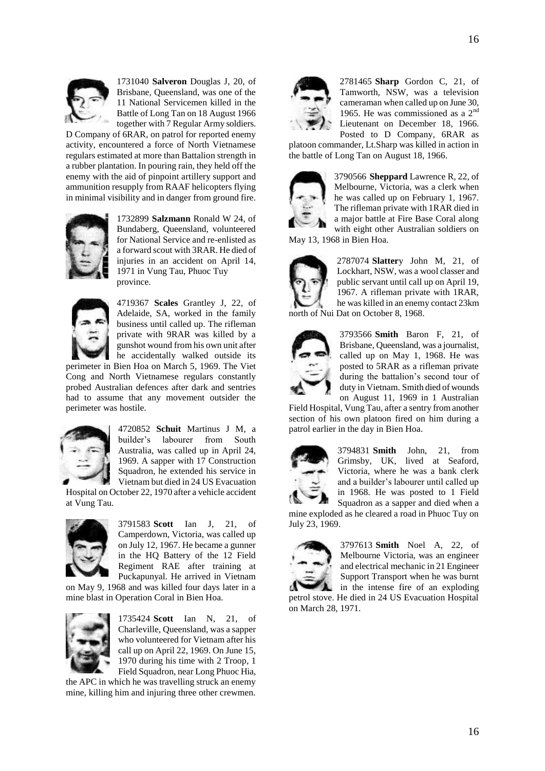1731040 **Salveron** Douglas J, 20, of Brisbane, Queensland, was one of the 11 National Servicemen killed in the Battle of Long Tan on 18 August 1966 together with 7 Regular Army soldiers. D Company of 6RAR, on patrol for reported enemy activity, encountered a force of North Vietnamese regulars estimated at more than Battalion strength in a rubber plantation. In pouring rain, they held off the enemy with the aid of pinpoint artillery support and ammunition resupply from RAAF helicopters flying in minimal visibility and in danger from ground fire.

1732899 **Salzmann** Ronald W 24, of Bundaberg, Queensland, volunteered for National Service and re-enlisted as a forward scout with 3RAR. He died of injuries in an accident on April 14, 1971 in Vung Tau, Phuoc Tuy province.

4719367 **Scales** Grantley J, 22, of Adelaide, SA, worked in the family business until called up. The rifleman private with 9RAR was killed by a gunshot wound from his own unit after he accidentally walked outside its perimeter in Bien Hoa on March 5, 1969. The Viet Cong and North Vietnamese regulars constantly probed Australian defences after dark and sentries had to assume that any movement outsider the perimeter was hostile.

4720852 **Schuit** Martinus J M, a builder's labourer from South Australia, was called up in April 24, 1969. A sapper with 17 Construction Squadron, he extended his service in Vietnam but died in 24 US Evacuation Hospital on October 22, 1970 after a vehicle accident at Vung Tau.

3791583 **Scott** Ian J, 21, of Camperdown, Victoria, was called up on July 12, 1967. He became a gunner in the HQ Battery of the 12 Field Regiment RAE after training at Puckapunyal. He arrived in Vietnam on May 9, 1968 and was killed four days later in a mine blast in Operation Coral in Bien Hoa.

1735424 **Scott** Ian N, 21, of Charleville, Queensland, was a sapper who volunteered for Vietnam after his call up on April 22, 1969. On June 15, 1970 during his time with 2 Troop, 1 Field Squadron, near Long Phuoc Hia, the APC in which he was travelling struck an enemy mine, killing him and injuring three other crewmen.

2781465 **Sharp** Gordon C, 21, of Tamworth, NSW, was a television cameraman when called up on June 30, 1965. He was commissioned as a 2nd Lieutenant on December 18, 1966. Posted to D Company, 6RAR as platoon commander, Lt.Sharp was killed in action in the battle of Long Tan on August 18, 1966.

3790566 **Sheppard** Lawrence R, 22, of Melbourne, Victoria, was a clerk when he was called up on February 1, 1967. The rifleman private with 1RAR died in a major battle at Fire Base Coral along with eight other Australian soldiers on May 13, 1968 in Bien Hoa.

2787074 **Slatter**y John M, 21, of Lockhart, NSW, was a wool classer and public servant until call up on April 19, 1967. A rifleman private with 1RAR, he was killed in an enemy contact 23km north of Nui Dat on October 8, 1968.

3793566 **Smith** Baron F, 21, of Brisbane, Queensland, was a journalist, called up on May 1, 1968. He was posted to 5RAR as a rifleman private during the battalion's second tour of duty in Vietnam. Smith died of wounds on August 11, 1969 in 1 Australian Field Hospital, Vung Tau, after a sentry from another section of his own platoon fired on him during a patrol earlier in the day in Bien Hoa.

3794831 **Smith** John, 21, from Grimsby, UK, lived at Seaford, Victoria, where he was a bank clerk and a builder's labourer until called up in 1968. He was posted to 1 Field Squadron as a sapper and died when a mine exploded as he cleared a road in Phuoc Tuy on July 23, 1969.

3797613 **Smith** Noel A, 22, of Melbourne Victoria, was an engineer and electrical mechanic in 21 Engineer Support Transport when he was burnt in the intense fire of an exploding petrol stove. He died in 24 US Evacuation Hospital on March 28, 1971.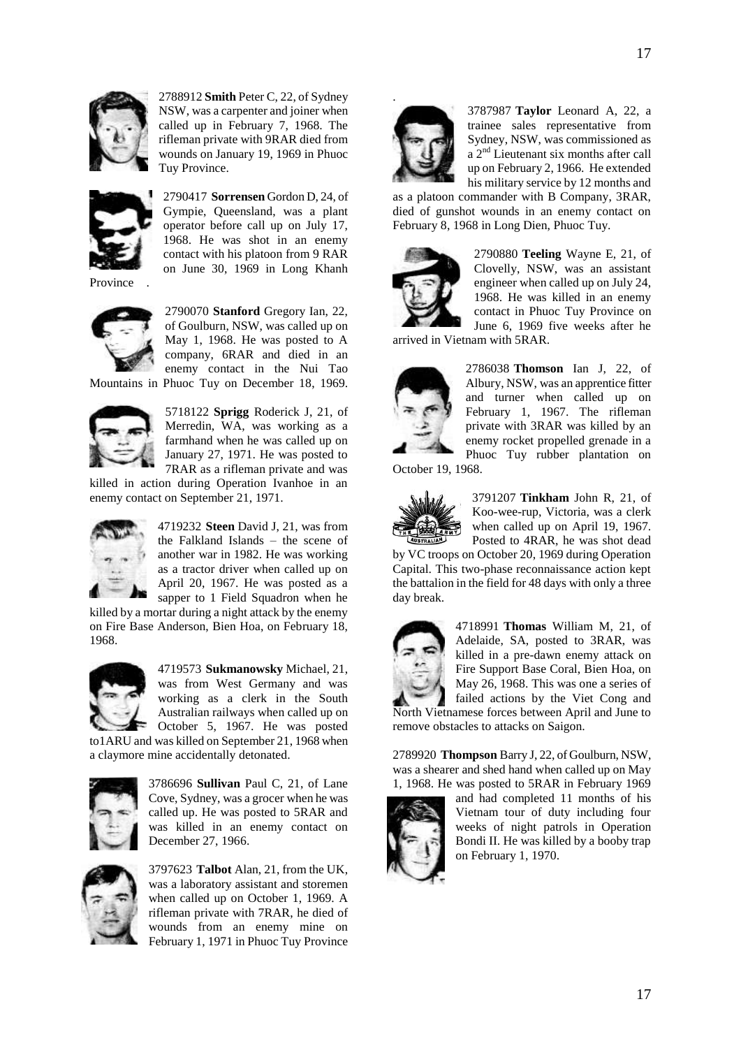2788912 **Smith** Peter C, 22, of Sydney NSW, was a carpenter and joiner when called up in February 7, 1968. The rifleman private with 9RAR died from wounds on January 19, 1969 in Phuoc Tuy Province.

2790417 **Sorrensen** Gordon D, 24, of Gympie, Queensland, was a plant operator before call up on July 17, 1968. He was shot in an enemy contact with his platoon from 9 RAR on June 30, 1969 in Long Khanh Province .

2790070 **Stanford** Gregory Ian, 22, of Goulburn, NSW, was called up on May 1, 1968. He was posted to A company, 6RAR and died in an enemy contact in the Nui Tao Mountains in Phuoc Tuy on December 18, 1969.

5718122 **Sprigg** Roderick J, 21, of Merredin, WA, was working as a farmhand when he was called up on January 27, 1971. He was posted to 7RAR as a rifleman private and was killed in action during Operation Ivanhoe in an enemy contact on September 21, 1971.

4719232 **Steen** David J, 21, was from the Falkland Islands – the scene of another war in 1982. He was working as a tractor driver when called up on April 20, 1967. He was posted as a sapper to 1 Field Squadron when he killed by a mortar during a night attack by the enemy on Fire Base Anderson, Bien Hoa, on February 18, 1968.

4719573 **Sukmanowsky** Michael, 21, was from West Germany and was working as a clerk in the South Australian railways when called up on October 5, 1967. He was posted to1ARU and was killed on September 21, 1968 when a claymore mine accidentally detonated.

3786696 **Sullivan** Paul C, 21, of Lane Cove, Sydney, was a grocer when he was called up. He was posted to 5RAR and was killed in an enemy contact on December 27, 1966.

3797623 **Talbot** Alan, 21, from the UK, was a laboratory assistant and storemen when called up on October 1, 1969. A rifleman private with 7RAR, he died of wounds from an enemy mine on February 1, 1971 in Phuoc Tuy Province

3787987 **Taylor** Leonard A, 22, a trainee sales representative from Sydney, NSW, was commissioned as a 2nd Lieutenant six months after call up on February 2, 1966. He extended his military service by 12 months and as a platoon commander with B Company, 3RAR, died of gunshot wounds in an enemy contact on February 8, 1968 in Long Dien, Phuoc Tuy.

2790880 **Teeling** Wayne E, 21, of Clovelly, NSW, was an assistant engineer when called up on July 24, 1968. He was killed in an enemy contact in Phuoc Tuy Province on June 6, 1969 five weeks after he arrived in Vietnam with 5RAR.

2786038 **Thomson** Ian J, 22, of Albury, NSW, was an apprentice fitter and turner when called up on February 1, 1967. The rifleman private with 3RAR was killed by an enemy rocket propelled grenade in a Phuoc Tuy rubber plantation on October 19, 1968.

3791207 **Tinkham** John R, 21, of Koo-wee-rup, Victoria, was a clerk when called up on April 19, 1967. Posted to 4RAR, he was shot dead by VC troops on October 20, 1969 during Operation Capital. This two-phase reconnaissance action kept the battalion in the field for 48 days with only a three day break.

4718991 **Thomas** William M, 21, of Adelaide, SA, posted to 3RAR, was killed in a pre-dawn enemy attack on Fire Support Base Coral, Bien Hoa, on May 26, 1968. This was one a series of failed actions by the Viet Cong and North Vietnamese forces between April and June to remove obstacles to attacks on Saigon.

2789920 **Thompson** Barry J, 22, of Goulburn, NSW, was a shearer and shed hand when called up on May 1, 1968. He was posted to 5RAR in February 1969 and had completed 11 months of his Vietnam tour of duty including four weeks of night patrols in Operation Bondi II. He was killed by a booby trap on February 1, 1970.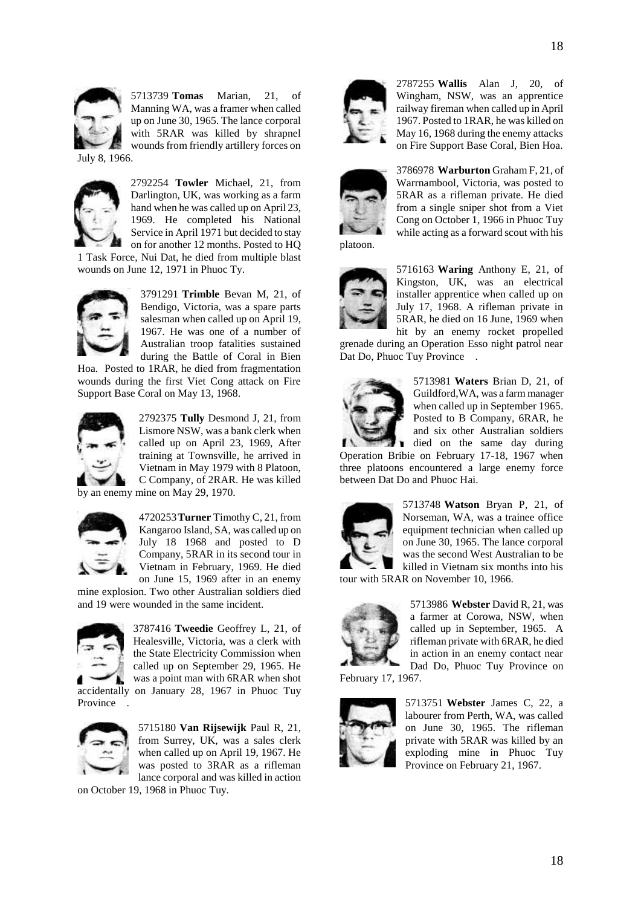5713739 **Tomas** Marian, 21, of Manning WA, was a framer when called up on June 30, 1965. The lance corporal with 5RAR was killed by shrapnel wounds from friendly artillery forces on July 8, 1966.

2792254 **Towler** Michael, 21, from Darlington, UK, was working as a farm hand when he was called up on April 23, 1969. He completed his National Service in April 1971 but decided to stay on for another 12 months. Posted to HQ 1 Task Force, Nui Dat, he died from multiple blast wounds on June 12, 1971 in Phuoc Ty.

3791291 **Trimble** Bevan M, 21, of Bendigo, Victoria, was a spare parts salesman when called up on April 19, 1967. He was one of a number of Australian troop fatalities sustained during the Battle of Coral in Bien Hoa. Posted to 1RAR, he died from fragmentation wounds during the first Viet Cong attack on Fire Support Base Coral on May 13, 1968.

2792375 **Tully** Desmond J, 21, from Lismore NSW, was a bank clerk when called up on April 23, 1969, After training at Townsville, he arrived in Vietnam in May 1979 with 8 Platoon, C Company, of 2RAR. He was killed by an enemy mine on May 29, 1970.

4720253 **Turner** Timothy C, 21, from Kangaroo Island, SA, was called up on July 18 1968 and posted to D Company, 5RAR in its second tour in Vietnam in February, 1969. He died on June 15, 1969 after in an enemy mine explosion. Two other Australian soldiers died and 19 were wounded in the same incident.

3787416 **Tweedie** Geoffrey L, 21, of Healesville, Victoria, was a clerk with the State Electricity Commission when called up on September 29, 1965. He was a point man with 6RAR when shot accidentally on January 28, 1967 in Phuoc Tuy Province .

5715180 **Van Rijsewijk** Paul R, 21, from Surrey, UK, was a sales clerk when called up on April 19, 1967. He was posted to 3RAR as a rifleman lance corporal and was killed in action on October 19, 1968 in Phuoc Tuy.

2787255 **Wallis** Alan J, 20, of Wingham, NSW, was an apprentice railway fireman when called up in April 1967. Posted to 1RAR, he was killed on May 16, 1968 during the enemy attacks on Fire Support Base Coral, Bien Hoa.

3786978 **Warburton** Graham F, 21, of Warrnambool, Victoria, was posted to 5RAR as a rifleman private. He died from a single sniper shot from a Viet Cong on October 1, 1966 in Phuoc Tuy while acting as a forward scout with his platoon.

5716163 **Waring** Anthony E, 21, of Kingston, UK, was an electrical installer apprentice when called up on July 17, 1968. A rifleman private in 5RAR, he died on 16 June, 1969 when hit by an enemy rocket propelled grenade during an Operation Esso night patrol near Dat Do, Phuoc Tuy Province .

5713981 **Waters** Brian D, 21, of Guildford,WA, was a farm manager when called up in September 1965. Posted to B Company, 6RAR, he and six other Australian soldiers died on the same day during Operation Bribie on February 17-18, 1967 when three platoons encountered a large enemy force between Dat Do and Phuoc Hai.

5713748 **Watson** Bryan P, 21, of Norseman, WA, was a trainee office equipment technician when called up on June 30, 1965. The lance corporal was the second West Australian to be killed in Vietnam six months into his tour with 5RAR on November 10, 1966.

5713986 **Webster** David R, 21, was a farmer at Corowa, NSW, when called up in September, 1965. A rifleman private with 6RAR, he died in action in an enemy contact near Dad Do, Phuoc Tuy Province on February 17, 1967.

5713751 **Webster** James C, 22, a labourer from Perth, WA, was called on June 30, 1965. The rifleman private with 5RAR was killed by an exploding mine in Phuoc Tuy Province on February 21, 1967.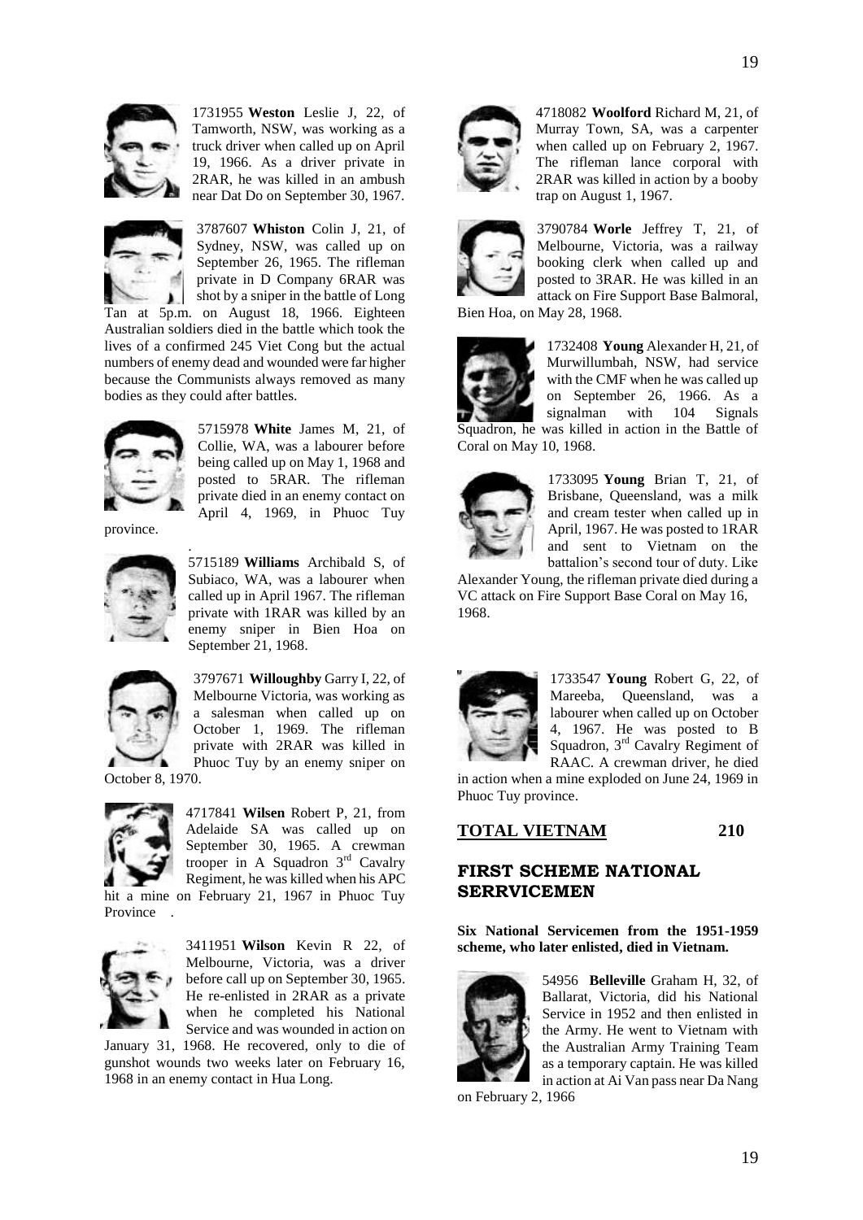1731955 **Weston** Leslie J, 22, of Tamworth, NSW, was working as a truck driver when called up on April 19, 1966. As a driver private in 2RAR, he was killed in an ambush near Dat Do on September 30, 1967.

3787607 **Whiston** Colin J, 21, of Sydney, NSW, was called up on September 26, 1965. The rifleman private in D Company 6RAR was shot by a sniper in the battle of Long Tan at 5p.m. on August 18, 1966. Eighteen Australian soldiers died in the battle which took the lives of a confirmed 245 Viet Cong but the actual numbers of enemy dead and wounded were far higher because the Communists always removed as many bodies as they could after battles.

5715978 **White** James M, 21, of Collie, WA, was a labourer before being called up on May 1, 1968 and posted to 5RAR. The rifleman private died in an enemy contact on April 4, 1969, in Phuoc Tuy province.

5715189 **Williams** Archibald S, of Subiaco, WA, was a labourer when called up in April 1967. The rifleman private with 1RAR was killed by an enemy sniper in Bien Hoa on September 21, 1968.

3797671 **Willoughby** Garry I, 22, of Melbourne Victoria, was working as a salesman when called up on October 1, 1969. The rifleman private with 2RAR was killed in Phuoc Tuy by an enemy sniper on October 8, 1970.

4717841 **Wilsen** Robert P, 21, from Adelaide SA was called up on September 30, 1965. A crewman trooper in A Squadron 3rd Cavalry Regiment, he was killed when his APC hit a mine on February 21, 1967 in Phuoc Tuy Province .

3411951 **Wilson** Kevin R 22, of Melbourne, Victoria, was a driver before call up on September 30, 1965. He re-enlisted in 2RAR as a private when he completed his National Service and was wounded in action on January 31, 1968. He recovered, only to die of gunshot wounds two weeks later on February 16, 1968 in an enemy contact in Hua Long.

4718082 **Woolford** Richard M, 21, of Murray Town, SA, was a carpenter when called up on February 2, 1967. The rifleman lance corporal with 2RAR was killed in action by a booby trap on August 1, 1967.

3790784 **Worle** Jeffrey T, 21, of Melbourne, Victoria, was a railway booking clerk when called up and posted to 3RAR. He was killed in an attack on Fire Support Base Balmoral, Bien Hoa, on May 28, 1968.

1732408 **Young** Alexander H, 21, of Murwillumbah, NSW, had service with the CMF when he was called up on September 26, 1966. As a signalman with 104 Signals Squadron, he was killed in action in the Battle of Coral on May 10, 1968.

1733095 **Young** Brian T, 21, of Brisbane, Queensland, was a milk and cream tester when called up in April, 1967. He was posted to 1RAR and sent to Vietnam on the battalion's second tour of duty. Like Alexander Young, the rifleman private died during a VC attack on Fire Support Base Coral on May 16, 1968.

1733547 **Young** Robert G, 22, of Mareeba, Queensland, was a labourer when called up on October 4, 1967. He was posted to B Squadron, 3rd Cavalry Regiment of RAAC. A crewman driver, he died in action when a mine exploded on June 24, 1969 in Phuoc Tuy province.

**TOTAL VIETNAM 210**

## FIRST SCHEME NATIONAL SERRVICEMEN

**Six National Servicemen from the 1951-1959 scheme, who later enlisted, died in Vietnam.**

54956 **Belleville** Graham H, 32, of Ballarat, Victoria, did his National Service in 1952 and then enlisted in the Army. He went to Vietnam with the Australian Army Training Team as a temporary captain. He was killed in action at Ai Van pass near Da Nang on February 2, 1966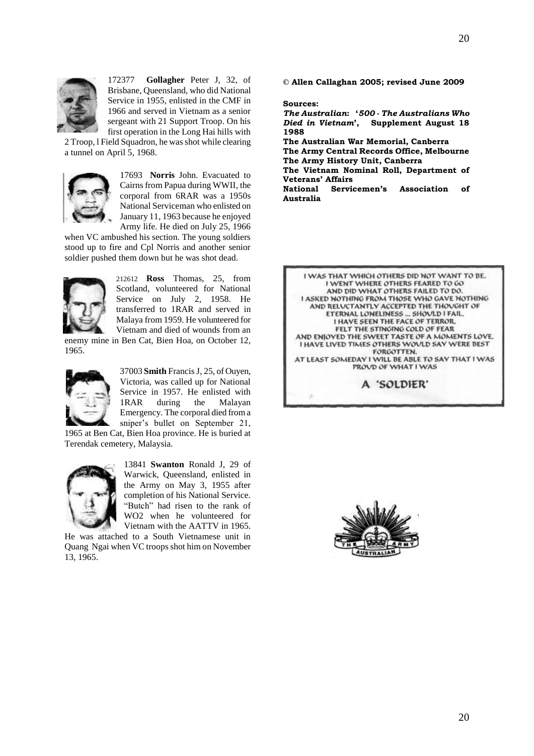172377 **Gollagher** Peter J, 32, of Brisbane, Queensland, who did National Service in 1955, enlisted in the CMF in 1966 and served in Vietnam as a senior sergeant with 21 Support Troop. On his first operation in the Long Hai hills with 2 Troop, l Field Squadron, he was shot while clearing a tunnel on April 5, 1968.

17693 **Norris** John. Evacuated to Cairns from Papua during WWII, the corporal from 6RAR was a 1950s National Serviceman who enlisted on January 11, 1963 because he enjoyed Army life. He died on July 25, 1966 when VC ambushed his section. The young soldiers stood up to fire and Cpl Norris and another senior soldier pushed them down but he was shot dead.

212612 **Ross** Thomas, 25, from Scotland, volunteered for National Service on July 2, 1958. He transferred to 1RAR and served in Malaya from 1959. He volunteered for Vietnam and died of wounds from an enemy mine in Ben Cat, Bien Hoa, on October 12, 1965.

37003 **Smith** Francis J, 25, of Ouyen, Victoria, was called up for National Service in 1957. He enlisted with 1RAR during the Malayan Emergency. The corporal died from a sniper's bullet on September 21, 1965 at Ben Cat, Bien Hoa province. He is buried at Terendak cemetery, Malaysia.

13841 **Swanton** Ronald J, 29 of Warwick, Queensland, enlisted in the Army on May 3, 1955 after completion of his National Service. "Butch" had risen to the rank of WO2 when he volunteered for Vietnam with the AATTV in 1965. He was attached to a South Vietnamese unit in Quang Ngai when VC troops shot him on November 13, 1965.

**© Allen Callaghan 2005; revised June 2009**

**Sources:**

***The Australian*: '*500 - The Australians Who Died in Vietnam*', Supplement August 18 1988**

**The Australian War Memorial, Canberra**

**The Army Central Records Office, Melbourne**

**The Army History Unit, Canberra**

**The Vietnam Nominal Roll, Department of Veterans' Affairs**

**National Servicemen's Association of Australia**

I WAS THAT WHICH OTHERS DID NOT WANT TO BE.
I WENT WHERE OTHERS FEARED TO GO
AND DID WHAT OTHERS FAILED TO DO.
I ASKED NOTHING FROM THOSE WHO GAVE NOTHING
AND RELUCTANTLY ACCEPTED THE THOUGHT OF
ETERNAL LONELINESS ... SHOULD I FAIL.
I HAVE SEEN THE FACE OF TERROR,
FELT THE STINGING COLD OF FEAR
AND ENJOYED THE SWEET TASTE OF A MOMENTS LOVE.
I HAVE LIVED TIMES OTHERS WOULD SAY WERE BEST
FORGOTTEN.
AT LEAST SOMEDAY I WILL BE ABLE TO SAY THAT I WAS
PROUD OF WHAT I WAS

A 'SOLDIER'